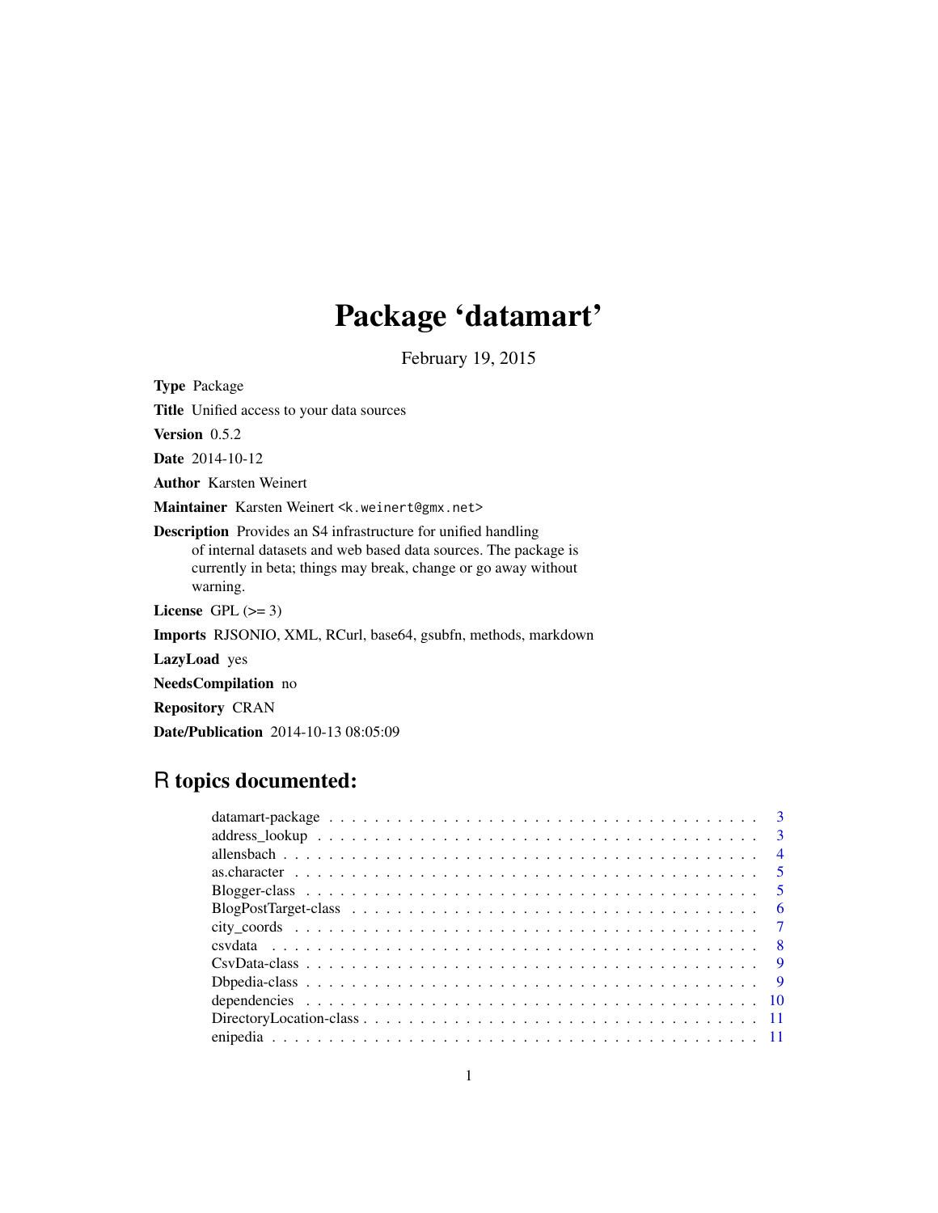# Package 'datamart'

February 19, 2015

**Type** Package

**Title** Unified access to your data sources

**Version** 0.5.2

**Date** 2014-10-12

**Author** Karsten Weinert

**Maintainer** Karsten Weinert <k.weinert@gmx.net>

**Description** Provides an S4 infrastructure for unified handling of internal datasets and web based data sources. The package is currently in beta; things may break, change or go away without warning.

**License** GPL (>= 3)

**Imports** RJSONIO, XML, RCurl, base64, gsubfn, methods, markdown

**LazyLoad** yes

**NeedsCompilation** no

**Repository** CRAN

**Date/Publication** 2014-10-13 08:05:09

## R topics documented:

- datamart-package . . . . . . . . . . . . . . . . . . . . . . . . . . . . . . . . . . . 3
- address_lookup . . . . . . . . . . . . . . . . . . . . . . . . . . . . . . . . . . . . 3
- allensbach . . . . . . . . . . . . . . . . . . . . . . . . . . . . . . . . . . . . . . 4
- as.character . . . . . . . . . . . . . . . . . . . . . . . . . . . . . . . . . . . . . 5
- Blogger-class . . . . . . . . . . . . . . . . . . . . . . . . . . . . . . . . . . . . . 5
- BlogPostTarget-class . . . . . . . . . . . . . . . . . . . . . . . . . . . . . . . . . 6
- city_coords . . . . . . . . . . . . . . . . . . . . . . . . . . . . . . . . . . . . . 7
- csvdata . . . . . . . . . . . . . . . . . . . . . . . . . . . . . . . . . . . . . . . 8
- CsvData-class . . . . . . . . . . . . . . . . . . . . . . . . . . . . . . . . . . . . 9
- Dbpedia-class . . . . . . . . . . . . . . . . . . . . . . . . . . . . . . . . . . . . 9
- dependencies . . . . . . . . . . . . . . . . . . . . . . . . . . . . . . . . . . . . 10
- DirectoryLocation-class . . . . . . . . . . . . . . . . . . . . . . . . . . . . . . . 11
- enipedia . . . . . . . . . . . . . . . . . . . . . . . . . . . . . . . . . . . . . . . 11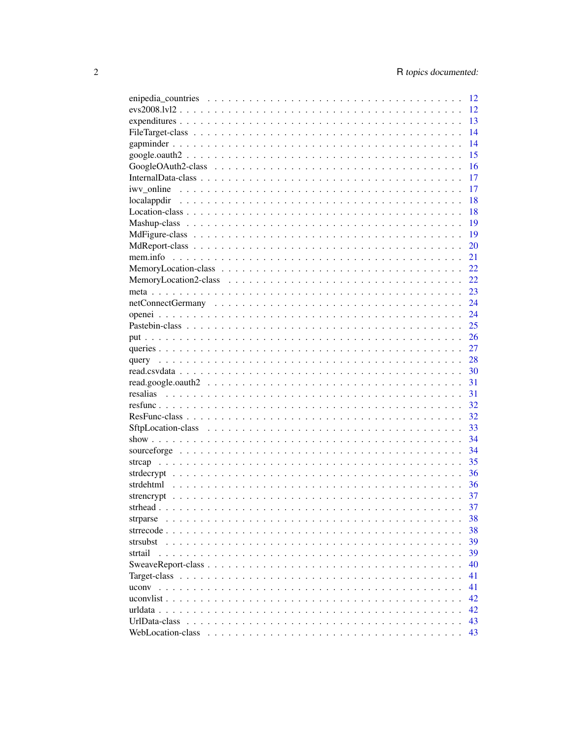enipedia_countries . . . . . . . . . . . . . . . . . . . . . . . . . . . . . . . . . 12
evs2008.lvl2 . . . . . . . . . . . . . . . . . . . . . . . . . . . . . . . . . . . . 12
expenditures . . . . . . . . . . . . . . . . . . . . . . . . . . . . . . . . . . . . 13
FileTarget-class . . . . . . . . . . . . . . . . . . . . . . . . . . . . . . . . . . 14
gapminder . . . . . . . . . . . . . . . . . . . . . . . . . . . . . . . . . . . . . 14
google.oauth2 . . . . . . . . . . . . . . . . . . . . . . . . . . . . . . . . . . . 15
GoogleOAuth2-class . . . . . . . . . . . . . . . . . . . . . . . . . . . . . . . . 16
InternalData-class . . . . . . . . . . . . . . . . . . . . . . . . . . . . . . . . . 17
iwv_online . . . . . . . . . . . . . . . . . . . . . . . . . . . . . . . . . . . . 17
localappdir . . . . . . . . . . . . . . . . . . . . . . . . . . . . . . . . . . . . 18
Location-class . . . . . . . . . . . . . . . . . . . . . . . . . . . . . . . . . . . 18
Mashup-class . . . . . . . . . . . . . . . . . . . . . . . . . . . . . . . . . . . 19
MdFigure-class . . . . . . . . . . . . . . . . . . . . . . . . . . . . . . . . . . 19
MdReport-class . . . . . . . . . . . . . . . . . . . . . . . . . . . . . . . . . . 20
mem.info . . . . . . . . . . . . . . . . . . . . . . . . . . . . . . . . . . . . . 21
MemoryLocation-class . . . . . . . . . . . . . . . . . . . . . . . . . . . . . . . 22
MemoryLocation2-class . . . . . . . . . . . . . . . . . . . . . . . . . . . . . . 22
meta . . . . . . . . . . . . . . . . . . . . . . . . . . . . . . . . . . . . . . . 23
netConnectGermany . . . . . . . . . . . . . . . . . . . . . . . . . . . . . . . . 24
openei . . . . . . . . . . . . . . . . . . . . . . . . . . . . . . . . . . . . . . 24
Pastebin-class . . . . . . . . . . . . . . . . . . . . . . . . . . . . . . . . . . . 25
put . . . . . . . . . . . . . . . . . . . . . . . . . . . . . . . . . . . . . . . . 26
queries . . . . . . . . . . . . . . . . . . . . . . . . . . . . . . . . . . . . . . 27
query . . . . . . . . . . . . . . . . . . . . . . . . . . . . . . . . . . . . . . . 28
read.csvdata . . . . . . . . . . . . . . . . . . . . . . . . . . . . . . . . . . . 30
read.google.oauth2 . . . . . . . . . . . . . . . . . . . . . . . . . . . . . . . . 31
resalias . . . . . . . . . . . . . . . . . . . . . . . . . . . . . . . . . . . . . . 31
resfunc . . . . . . . . . . . . . . . . . . . . . . . . . . . . . . . . . . . . . . 32
ResFunc-class . . . . . . . . . . . . . . . . . . . . . . . . . . . . . . . . . . . 32
SftpLocation-class . . . . . . . . . . . . . . . . . . . . . . . . . . . . . . . . 33
show . . . . . . . . . . . . . . . . . . . . . . . . . . . . . . . . . . . . . . . 34
sourceforge . . . . . . . . . . . . . . . . . . . . . . . . . . . . . . . . . . . . 34
strcap . . . . . . . . . . . . . . . . . . . . . . . . . . . . . . . . . . . . . . 35
strdecrypt . . . . . . . . . . . . . . . . . . . . . . . . . . . . . . . . . . . . 36
strdehtml . . . . . . . . . . . . . . . . . . . . . . . . . . . . . . . . . . . . . 36
strencrypt . . . . . . . . . . . . . . . . . . . . . . . . . . . . . . . . . . . . 37
strhead . . . . . . . . . . . . . . . . . . . . . . . . . . . . . . . . . . . . . . 37
strparse . . . . . . . . . . . . . . . . . . . . . . . . . . . . . . . . . . . . . 38
strrecode . . . . . . . . . . . . . . . . . . . . . . . . . . . . . . . . . . . . . 38
strsubst . . . . . . . . . . . . . . . . . . . . . . . . . . . . . . . . . . . . . 39
strtail . . . . . . . . . . . . . . . . . . . . . . . . . . . . . . . . . . . . . . 39
SweaveReport-class . . . . . . . . . . . . . . . . . . . . . . . . . . . . . . . . 40
Target-class . . . . . . . . . . . . . . . . . . . . . . . . . . . . . . . . . . . . 41
uconv . . . . . . . . . . . . . . . . . . . . . . . . . . . . . . . . . . . . . . . 41
uconvlist . . . . . . . . . . . . . . . . . . . . . . . . . . . . . . . . . . . . . 42
urldata . . . . . . . . . . . . . . . . . . . . . . . . . . . . . . . . . . . . . . 42
UrlData-class . . . . . . . . . . . . . . . . . . . . . . . . . . . . . . . . . . . 43
WebLocation-class . . . . . . . . . . . . . . . . . . . . . . . . . . . . . . . . . 43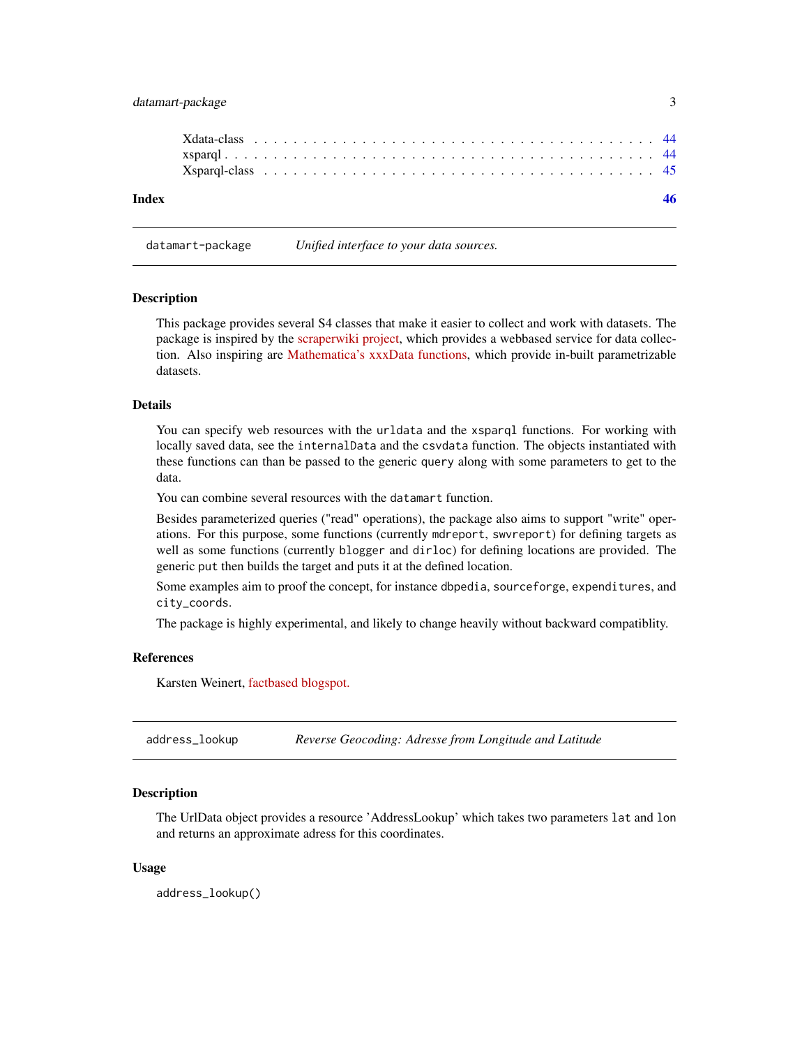| | |
|---|---|
| Xdata-class | 44 |
| xsparql | 44 |
| Xsparql-class | 45 |

**Index** **46**

---

`datamart-package` *Unified interface to your data sources.*

---

## Description

This package provides several S4 classes that make it easier to collect and work with datasets. The package is inspired by the scraperwiki project, which provides a webbased service for data collection. Also inspiring are Mathematica's xxxData functions, which provide in-built parametrizable datasets.

## Details

You can specify web resources with the `urldata` and the `xsparql` functions. For working with locally saved data, see the `internalData` and the `csvdata` function. The objects instantiated with these functions can than be passed to the generic `query` along with some parameters to get to the data.

You can combine several resources with the `datamart` function.

Besides parameterized queries ("read" operations), the package also aims to support "write" operations. For this purpose, some functions (currently `mdreport`, `swvreport`) for defining targets as well as some functions (currently `blogger` and `dirloc`) for defining locations are provided. The generic `put` then builds the target and puts it at the defined location.

Some examples aim to proof the concept, for instance `dbpedia`, `sourceforge`, `expenditures`, and `city_coords`.

The package is highly experimental, and likely to change heavily without backward compatiblity.

## References

Karsten Weinert, factbased blogspot.

---

`address_lookup` *Reverse Geocoding: Adresse from Longitude and Latitude*

---

## Description

The UrlData object provides a resource 'AddressLookup' which takes two parameters `lat` and `lon` and returns an approximate adress for this coordinates.

## Usage

```
address_lookup()
```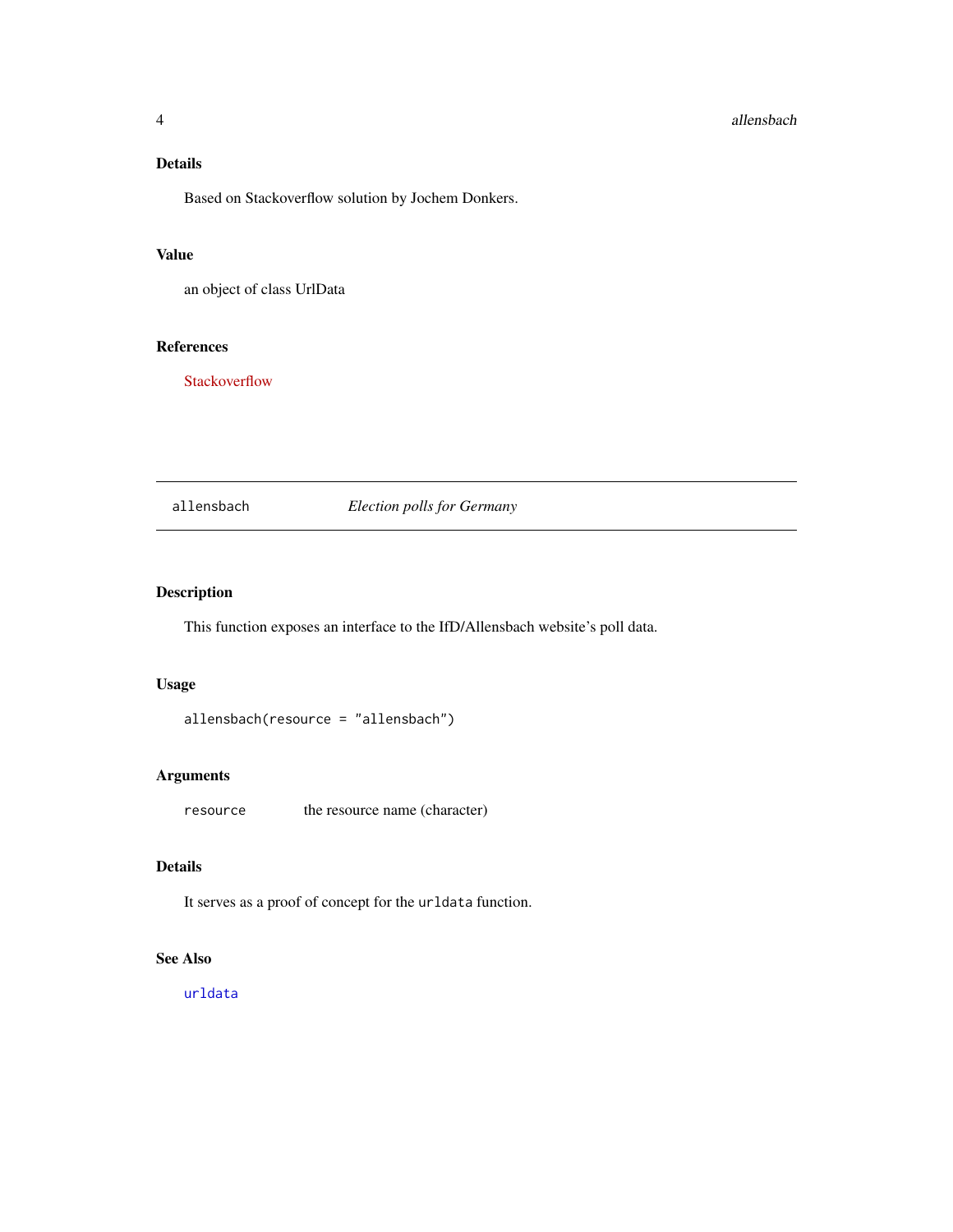### Details

Based on Stackoverflow solution by Jochem Donkers.

### Value

an object of class UrlData

### References

Stackoverflow

---

## allensbach *Election polls for Germany*

---

### Description

This function exposes an interface to the IfD/Allensbach website's poll data.

### Usage

```
allensbach(resource = "allensbach")
```

### Arguments

| | |
|---|---|
| resource | the resource name (character) |

### Details

It serves as a proof of concept for the `urldata` function.

### See Also

`urldata`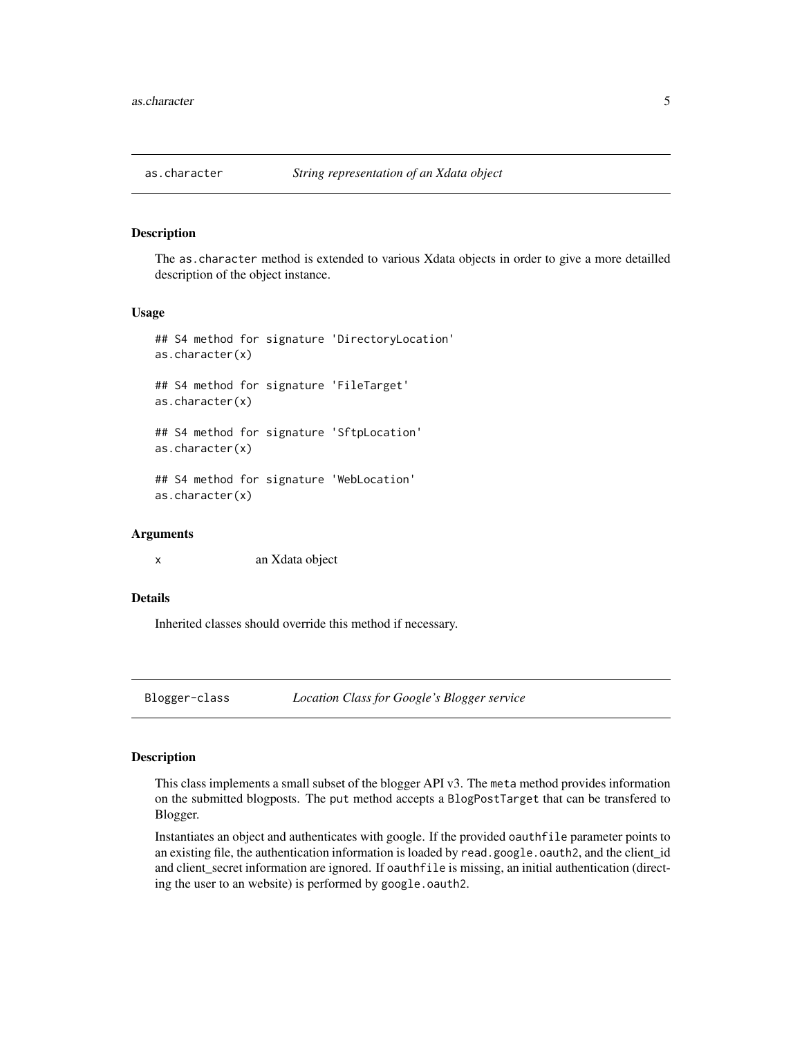## as.character — *String representation of an Xdata object*

### Description

The `as.character` method is extended to various Xdata objects in order to give a more detailled description of the object instance.

### Usage

```
## S4 method for signature 'DirectoryLocation'
as.character(x)

## S4 method for signature 'FileTarget'
as.character(x)

## S4 method for signature 'SftpLocation'
as.character(x)

## S4 method for signature 'WebLocation'
as.character(x)
```

### Arguments

| | |
|---|---|
| x | an Xdata object |

### Details

Inherited classes should override this method if necessary.

## Blogger-class — *Location Class for Google's Blogger service*

### Description

This class implements a small subset of the blogger API v3. The `meta` method provides information on the submitted blogposts. The `put` method accepts a `BlogPostTarget` that can be transfered to Blogger.

Instantiates an object and authenticates with google. If the provided `oauthfile` parameter points to an existing file, the authentication information is loaded by `read.google.oauth2`, and the client_id and client_secret information are ignored. If `oauthfile` is missing, an initial authentication (directing the user to an website) is performed by `google.oauth2`.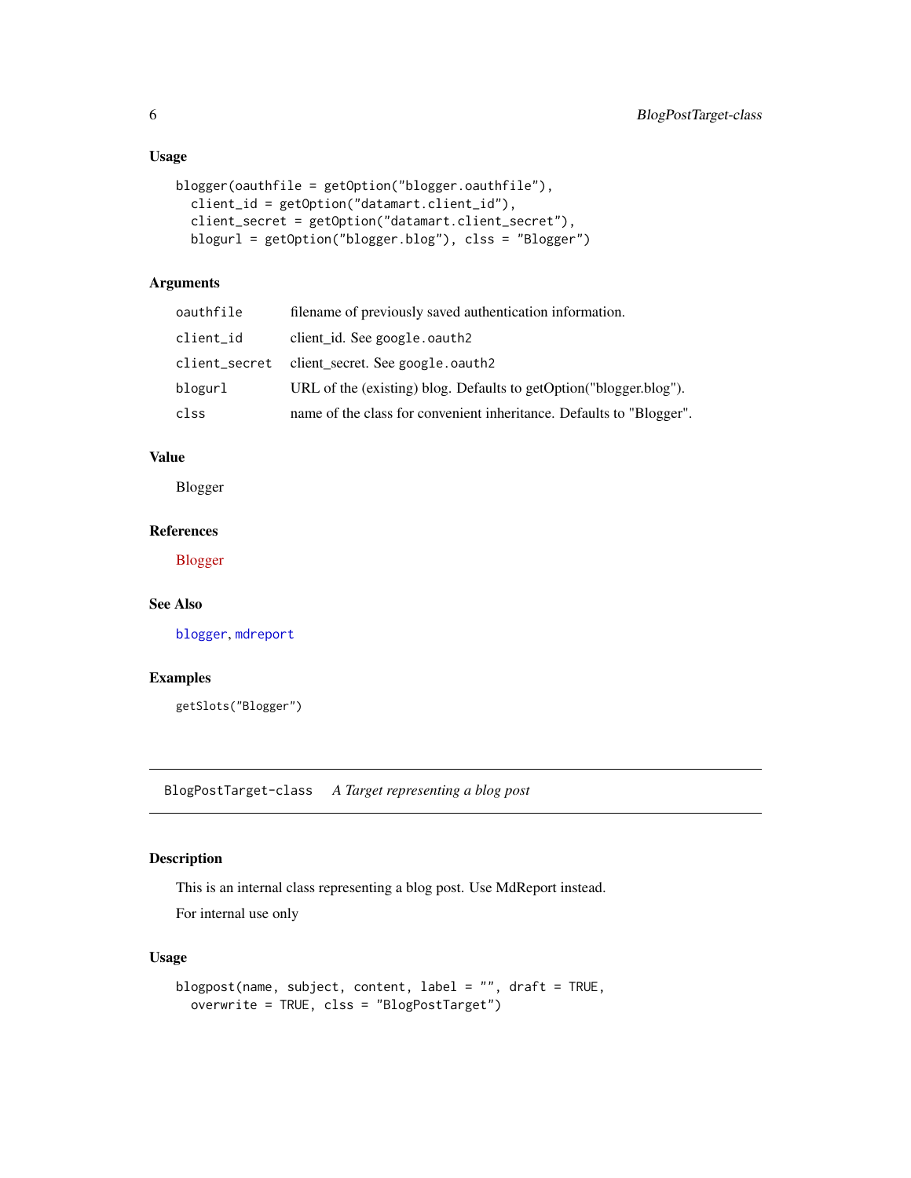### Usage

```
blogger(oauthfile = getOption("blogger.oauthfile"),
  client_id = getOption("datamart.client_id"),
  client_secret = getOption("datamart.client_secret"),
  blogurl = getOption("blogger.blog"), clss = "Blogger")
```

### Arguments

| | |
|---|---|
| `oauthfile` | filename of previously saved authentication information. |
| `client_id` | client_id. See `google.oauth2` |
| `client_secret` | client_secret. See `google.oauth2` |
| `blogurl` | URL of the (existing) blog. Defaults to getOption("blogger.blog"). |
| `clss` | name of the class for convenient inheritance. Defaults to "Blogger". |

### Value

Blogger

### References

Blogger

### See Also

`blogger`, `mdreport`

### Examples

```
getSlots("Blogger")
```

---

## BlogPostTarget-class    *A Target representing a blog post*

---

### Description

This is an internal class representing a blog post. Use MdReport instead.

For internal use only

### Usage

```
blogpost(name, subject, content, label = "", draft = TRUE,
  overwrite = TRUE, clss = "BlogPostTarget")
```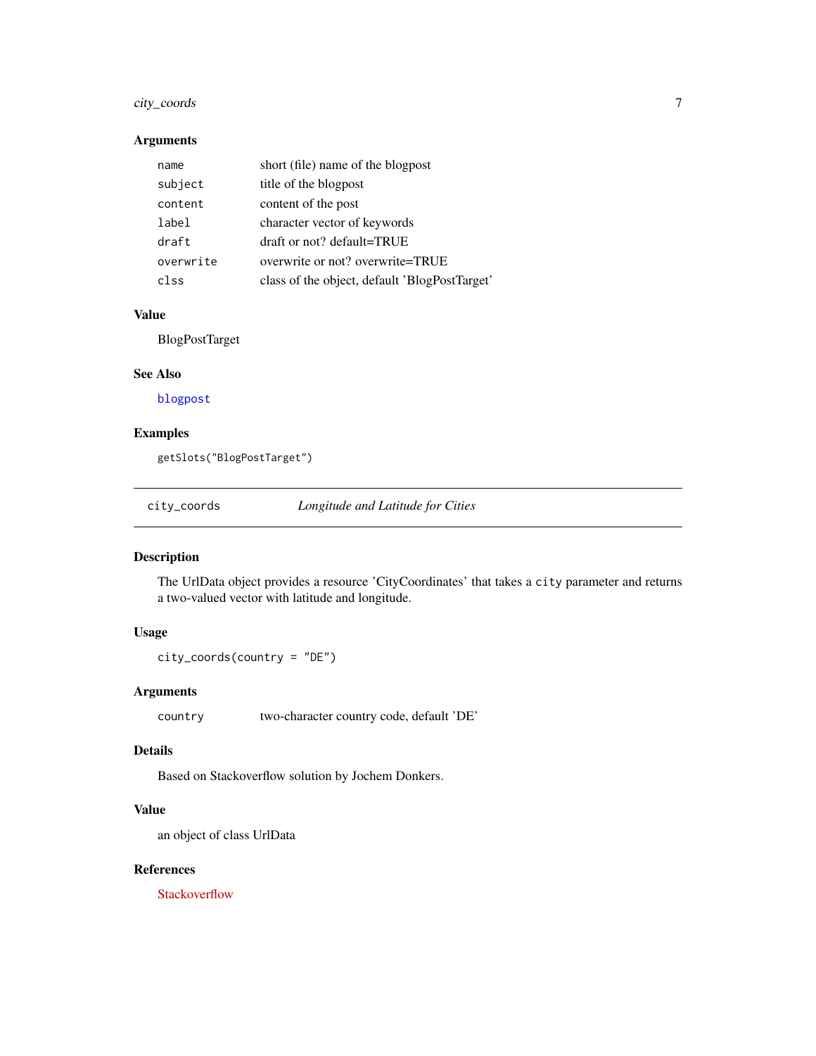## Arguments

| | |
|---|---|
| `name` | short (file) name of the blogpost |
| `subject` | title of the blogpost |
| `content` | content of the post |
| `label` | character vector of keywords |
| `draft` | draft or not? default=TRUE |
| `overwrite` | overwrite or not? overwrite=TRUE |
| `clss` | class of the object, default 'BlogPostTarget' |

## Value

BlogPostTarget

## See Also

blogpost

## Examples

```
getSlots("BlogPostTarget")
```

---

# city_coords — *Longitude and Latitude for Cities*

---

## Description

The UrlData object provides a resource 'CityCoordinates' that takes a `city` parameter and returns a two-valued vector with latitude and longitude.

## Usage

```
city_coords(country = "DE")
```

## Arguments

| | |
|---|---|
| `country` | two-character country code, default 'DE' |

## Details

Based on Stackoverflow solution by Jochem Donkers.

## Value

an object of class UrlData

## References

Stackoverflow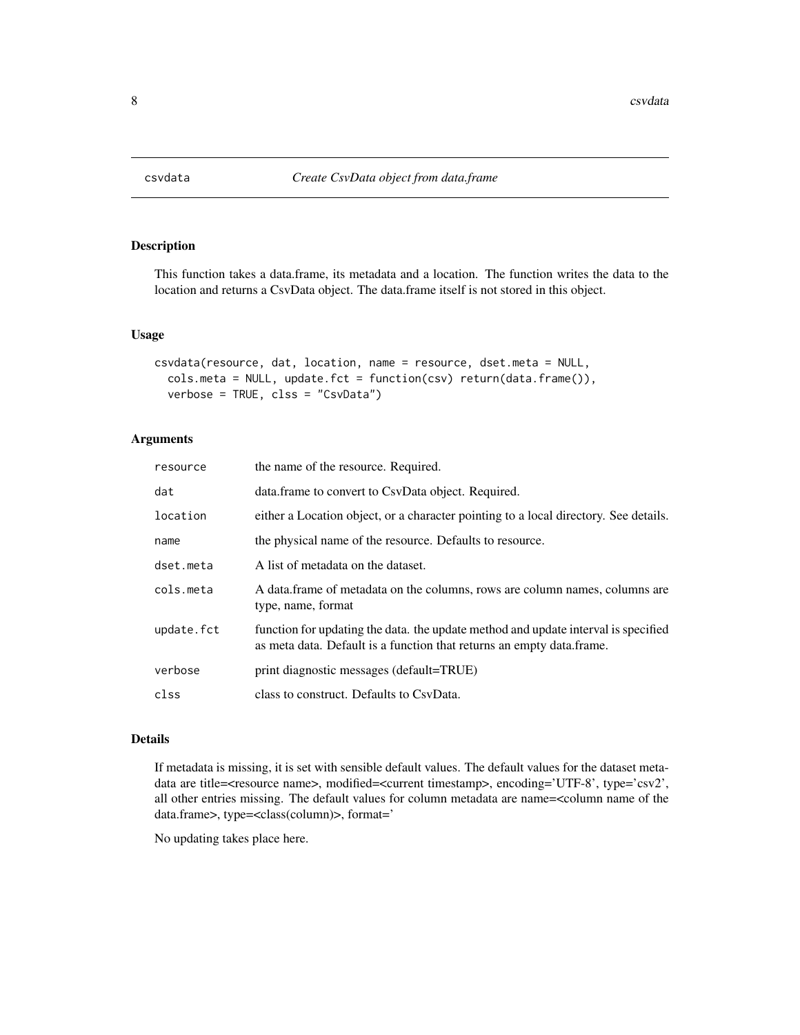## csvdata *Create CsvData object from data.frame*

### Description

This function takes a data.frame, its metadata and a location. The function writes the data to the location and returns a CsvData object. The data.frame itself is not stored in this object.

### Usage

```
csvdata(resource, dat, location, name = resource, dset.meta = NULL,
  cols.meta = NULL, update.fct = function(csv) return(data.frame()),
  verbose = TRUE, clss = "CsvData")
```

### Arguments

| | |
|---|---|
| resource | the name of the resource. Required. |
| dat | data.frame to convert to CsvData object. Required. |
| location | either a Location object, or a character pointing to a local directory. See details. |
| name | the physical name of the resource. Defaults to resource. |
| dset.meta | A list of metadata on the dataset. |
| cols.meta | A data.frame of metadata on the columns, rows are column names, columns are type, name, format |
| update.fct | function for updating the data. the update method and update interval is specified as meta data. Default is a function that returns an empty data.frame. |
| verbose | print diagnostic messages (default=TRUE) |
| clss | class to construct. Defaults to CsvData. |

### Details

If metadata is missing, it is set with sensible default values. The default values for the dataset metadata are title=<resource name>, modified=<current timestamp>, encoding='UTF-8', type='csv2', all other entries missing. The default values for column metadata are name=<column name of the data.frame>, type=<class(column)>, format='

No updating takes place here.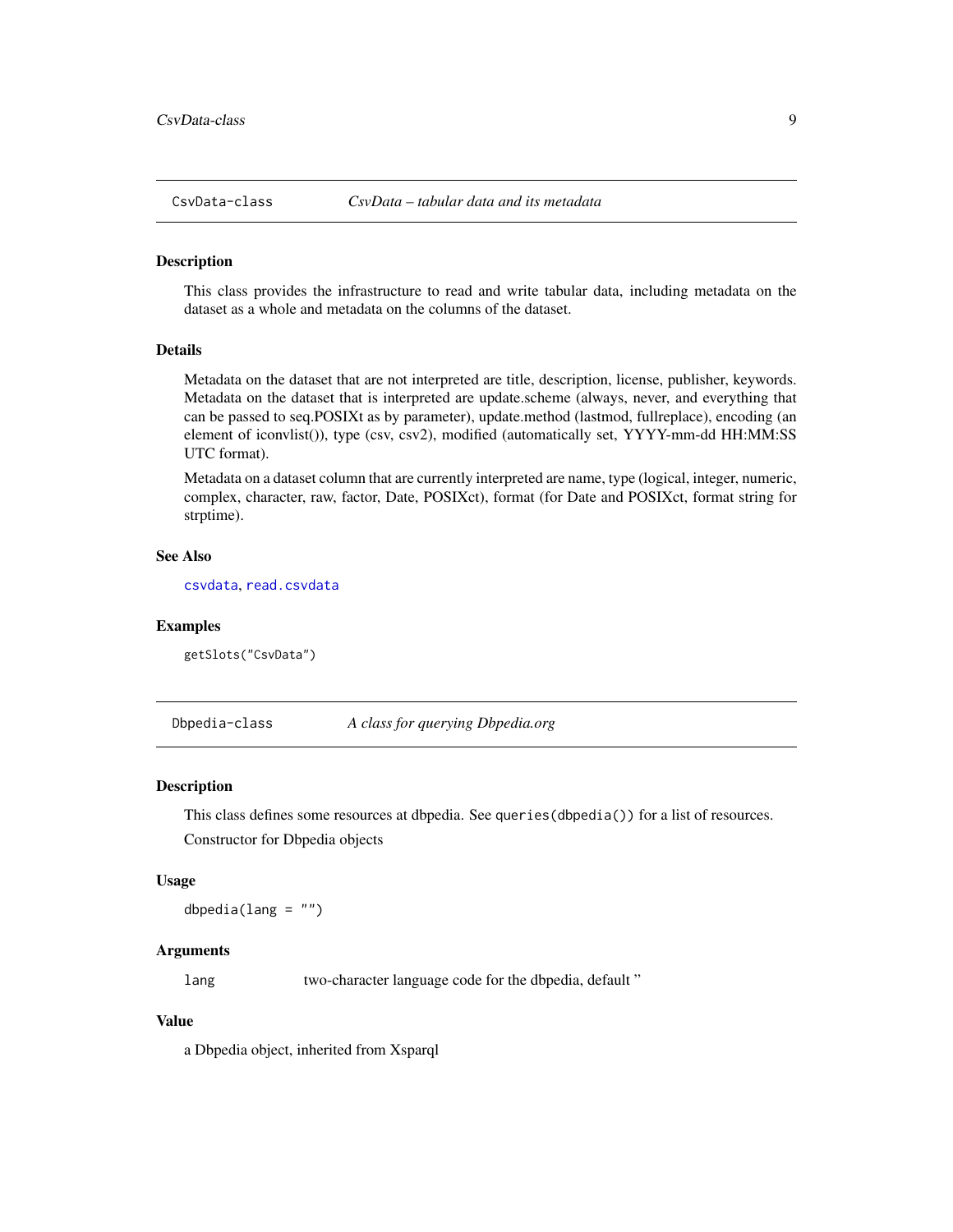## CsvData-class — *CsvData – tabular data and its metadata*

### Description

This class provides the infrastructure to read and write tabular data, including metadata on the dataset as a whole and metadata on the columns of the dataset.

### Details

Metadata on the dataset that are not interpreted are title, description, license, publisher, keywords. Metadata on the dataset that is interpreted are update.scheme (always, never, and everything that can be passed to seq.POSIXt as by parameter), update.method (lastmod, fullreplace), encoding (an element of iconvlist()), type (csv, csv2), modified (automatically set, YYYY-mm-dd HH:MM:SS UTC format).

Metadata on a dataset column that are currently interpreted are name, type (logical, integer, numeric, complex, character, raw, factor, Date, POSIXct), format (for Date and POSIXct, format string for strptime).

### See Also

`csvdata`, `read.csvdata`

### Examples

```
getSlots("CsvData")
```

## Dbpedia-class — *A class for querying Dbpedia.org*

### Description

This class defines some resources at dbpedia. See `queries(dbpedia())` for a list of resources.

Constructor for Dbpedia objects

### Usage

```
dbpedia(lang = "")
```

### Arguments

| | |
|---|---|
| `lang` | two-character language code for the dbpedia, default '' |

### Value

a Dbpedia object, inherited from Xsparql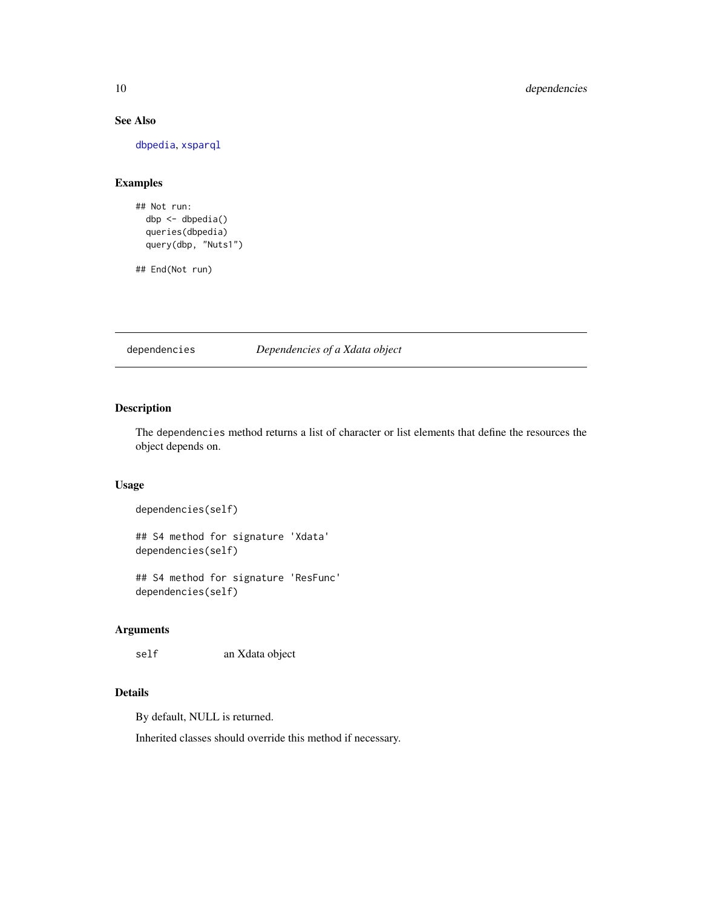### See Also

dbpedia, xsparql

### Examples

```
## Not run:
  dbp <- dbpedia()
  queries(dbpedia)
  query(dbp, "Nuts1")

## End(Not run)
```

---

## dependencies — *Dependencies of a Xdata object*

### Description

The dependencies method returns a list of character or list elements that define the resources the object depends on.

### Usage

```
dependencies(self)

## S4 method for signature 'Xdata'
dependencies(self)

## S4 method for signature 'ResFunc'
dependencies(self)
```

### Arguments

| | |
|---|---|
| self | an Xdata object |

### Details

By default, NULL is returned.

Inherited classes should override this method if necessary.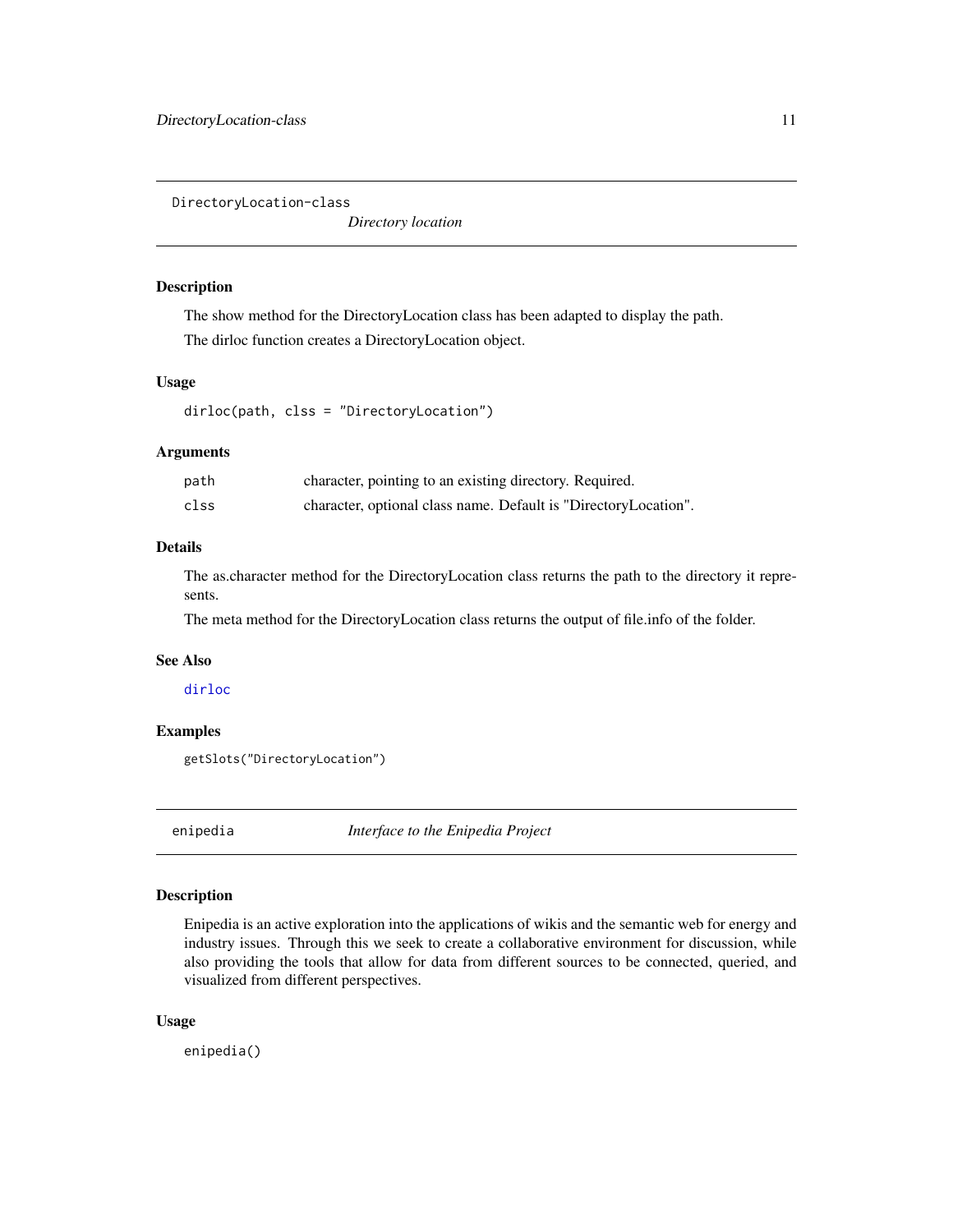## DirectoryLocation-class

*Directory location*

### Description

The show method for the DirectoryLocation class has been adapted to display the path.

The dirloc function creates a DirectoryLocation object.

### Usage

```
dirloc(path, clss = "DirectoryLocation")
```

### Arguments

| | |
|---|---|
| path | character, pointing to an existing directory. Required. |
| clss | character, optional class name. Default is "DirectoryLocation". |

### Details

The as.character method for the DirectoryLocation class returns the path to the directory it represents.

The meta method for the DirectoryLocation class returns the output of file.info of the folder.

### See Also

dirloc

### Examples

```
getSlots("DirectoryLocation")
```

## enipedia

*Interface to the Enipedia Project*

### Description

Enipedia is an active exploration into the applications of wikis and the semantic web for energy and industry issues. Through this we seek to create a collaborative environment for discussion, while also providing the tools that allow for data from different sources to be connected, queried, and visualized from different perspectives.

### Usage

```
enipedia()
```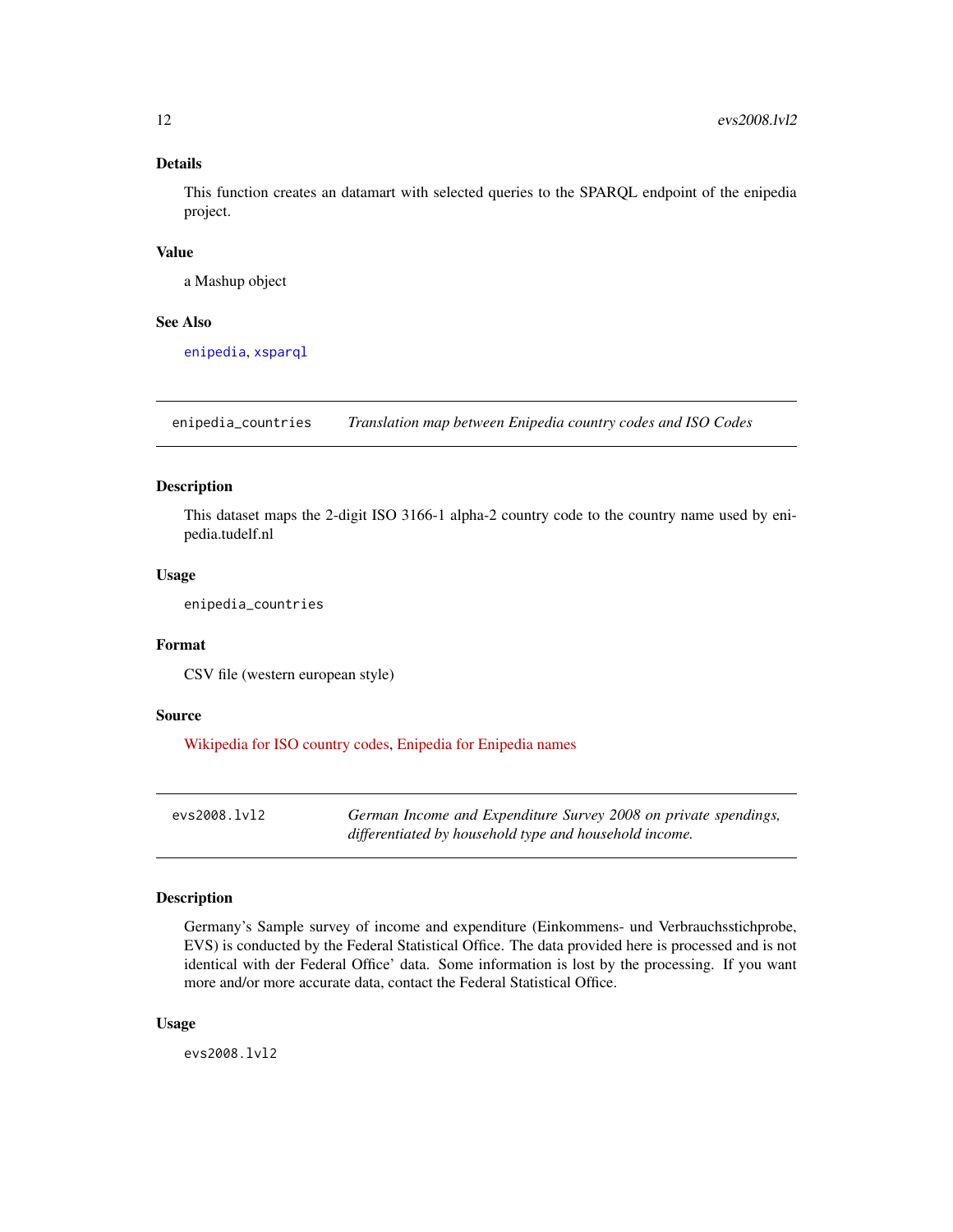### Details

This function creates an datamart with selected queries to the SPARQL endpoint of the enipedia project.

### Value

a Mashup object

### See Also

enipedia, xsparql

---

## enipedia_countries — *Translation map between Enipedia country codes and ISO Codes*

### Description

This dataset maps the 2-digit ISO 3166-1 alpha-2 country code to the country name used by enipedia.tudelf.nl

### Usage

```
enipedia_countries
```

### Format

CSV file (western european style)

### Source

Wikipedia for ISO country codes, Enipedia for Enipedia names

---

## evs2008.lvl2 — *German Income and Expenditure Survey 2008 on private spendings, differentiated by household type and household income.*

### Description

Germany's Sample survey of income and expenditure (Einkommens- und Verbrauchsstichprobe, EVS) is conducted by the Federal Statistical Office. The data provided here is processed and is not identical with der Federal Office' data. Some information is lost by the processing. If you want more and/or more accurate data, contact the Federal Statistical Office.

### Usage

```
evs2008.lvl2
```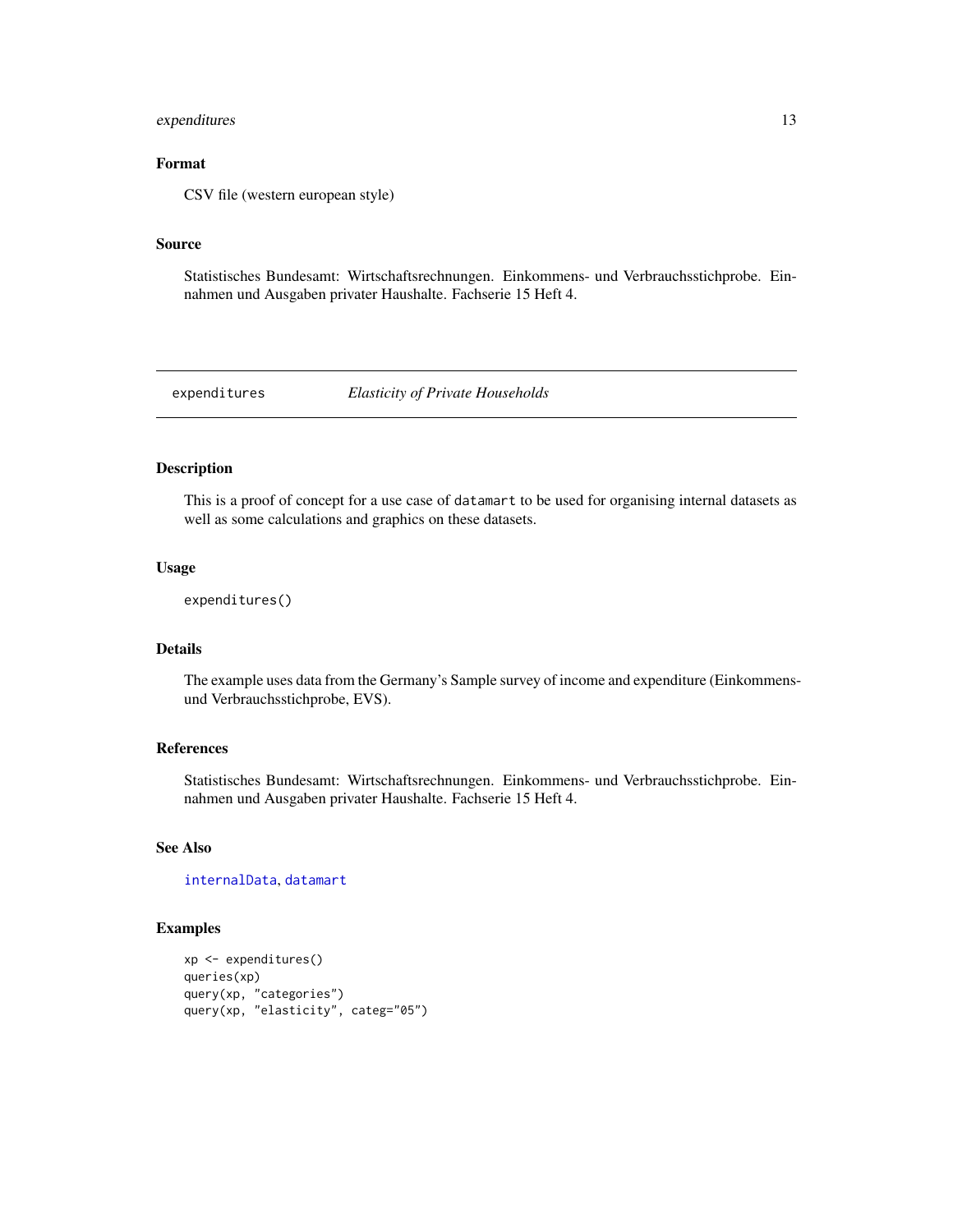## Format

CSV file (western european style)

## Source

Statistisches Bundesamt: Wirtschaftsrechnungen. Einkommens- und Verbrauchsstichprobe. Einnahmen und Ausgaben privater Haushalte. Fachserie 15 Heft 4.

---

# expenditures — *Elasticity of Private Households*

---

## Description

This is a proof of concept for a use case of `datamart` to be used for organising internal datasets as well as some calculations and graphics on these datasets.

## Usage

```
expenditures()
```

## Details

The example uses data from the Germany's Sample survey of income and expenditure (Einkommens- und Verbrauchsstichprobe, EVS).

## References

Statistisches Bundesamt: Wirtschaftsrechnungen. Einkommens- und Verbrauchsstichprobe. Einnahmen und Ausgaben privater Haushalte. Fachserie 15 Heft 4.

## See Also

`internalData`, `datamart`

## Examples

```
xp <- expenditures()
queries(xp)
query(xp, "categories")
query(xp, "elasticity", categ="05")
```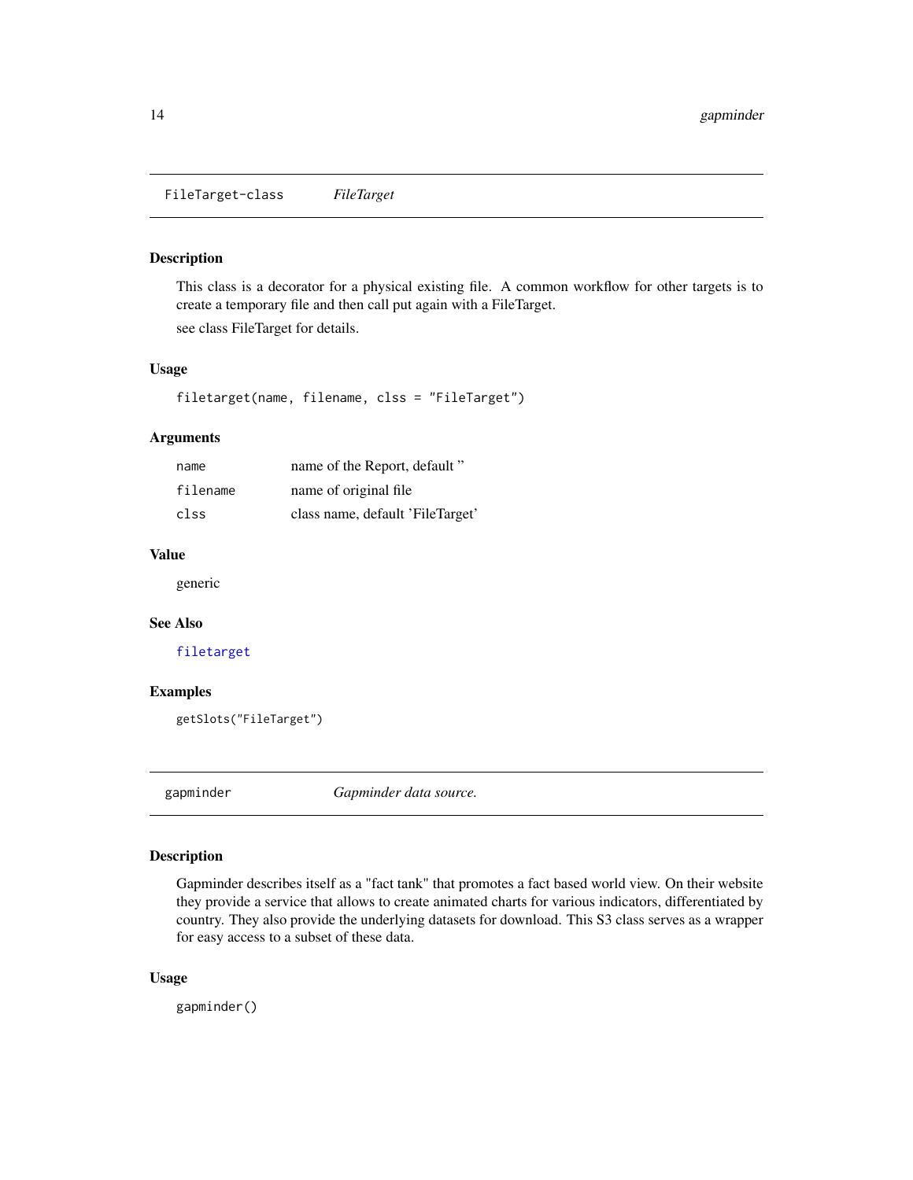## FileTarget-class *FileTarget*

### Description

This class is a decorator for a physical existing file. A common workflow for other targets is to create a temporary file and then call put again with a FileTarget.

see class FileTarget for details.

### Usage

```
filetarget(name, filename, clss = "FileTarget")
```

### Arguments

| | |
|---|---|
| name | name of the Report, default '' |
| filename | name of original file |
| clss | class name, default 'FileTarget' |

### Value

generic

### See Also

filetarget

### Examples

```
getSlots("FileTarget")
```

## gapminder *Gapminder data source.*

### Description

Gapminder describes itself as a "fact tank" that promotes a fact based world view. On their website they provide a service that allows to create animated charts for various indicators, differentiated by country. They also provide the underlying datasets for download. This S3 class serves as a wrapper for easy access to a subset of these data.

### Usage

```
gapminder()
```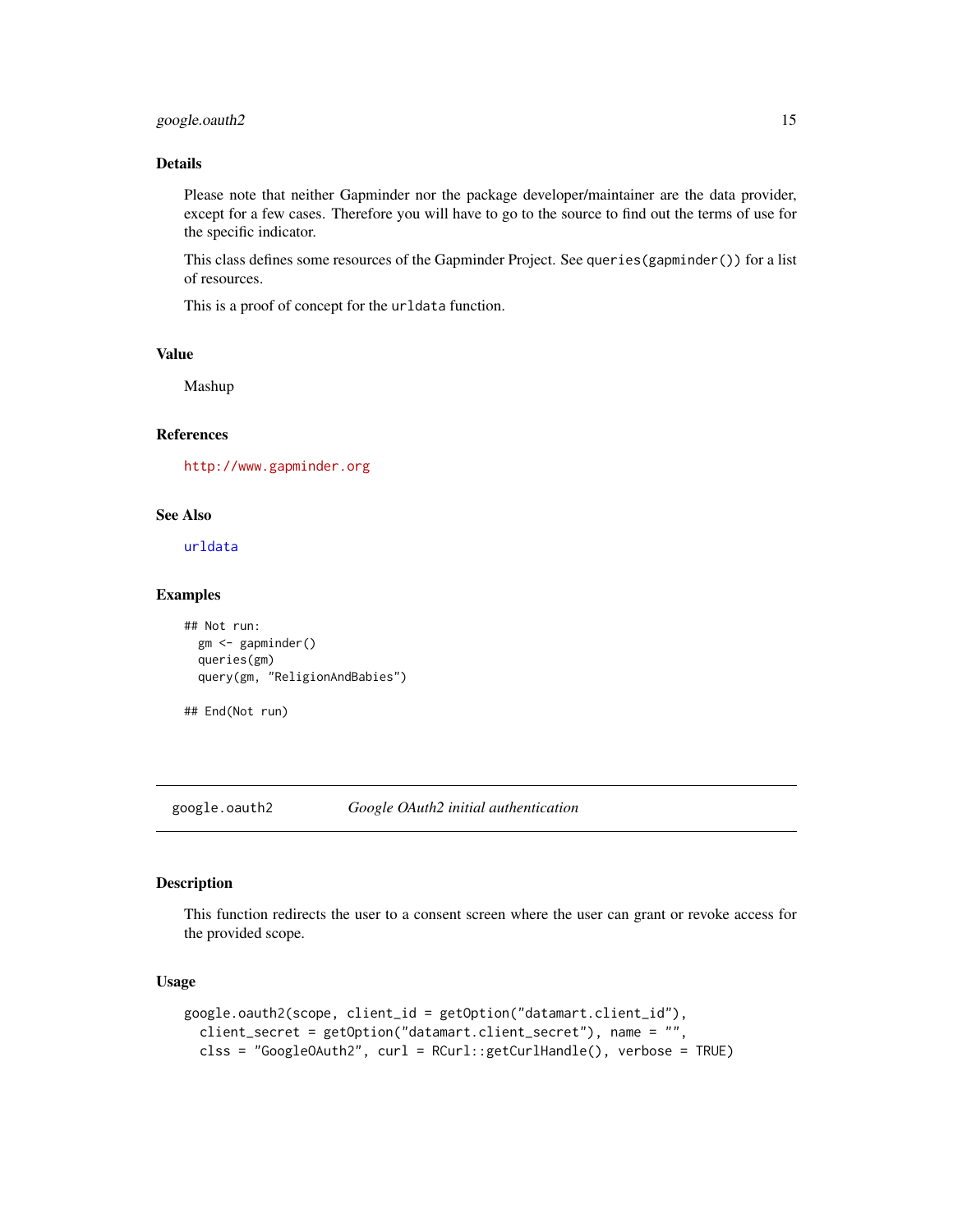### Details

Please note that neither Gapminder nor the package developer/maintainer are the data provider, except for a few cases. Therefore you will have to go to the source to find out the terms of use for the specific indicator.

This class defines some resources of the Gapminder Project. See `queries(gapminder())` for a list of resources.

This is a proof of concept for the `urldata` function.

### Value

Mashup

### References

http://www.gapminder.org

### See Also

`urldata`

### Examples

```
## Not run:
  gm <- gapminder()
  queries(gm)
  query(gm, "ReligionAndBabies")

## End(Not run)
```

---

## google.oauth2 — *Google OAuth2 initial authentication*

### Description

This function redirects the user to a consent screen where the user can grant or revoke access for the provided scope.

### Usage

```
google.oauth2(scope, client_id = getOption("datamart.client_id"),
  client_secret = getOption("datamart.client_secret"), name = "",
  clss = "GoogleOAuth2", curl = RCurl::getCurlHandle(), verbose = TRUE)
```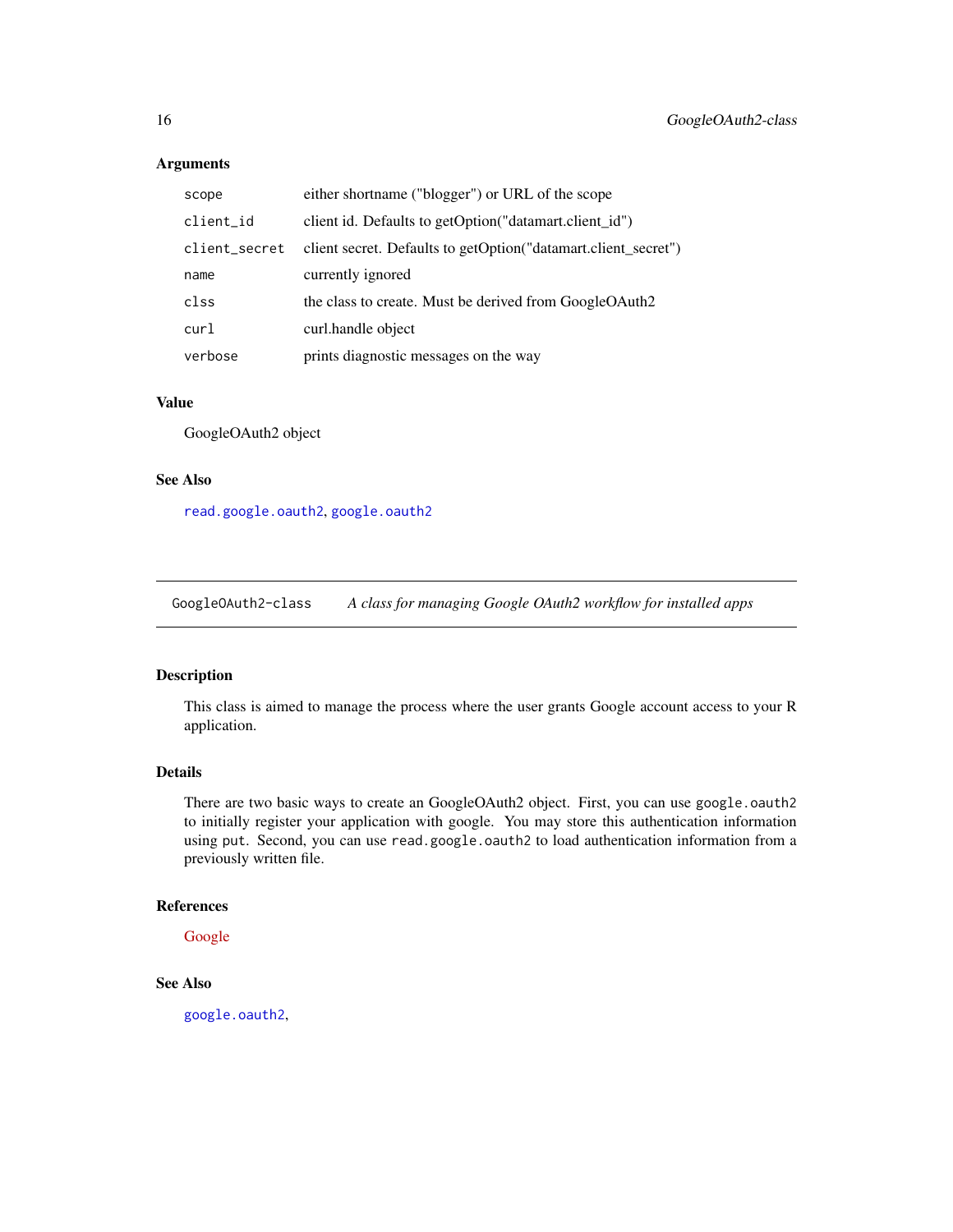### Arguments

| | |
|---|---|
| `scope` | either shortname ("blogger") or URL of the scope |
| `client_id` | client id. Defaults to getOption("datamart.client_id") |
| `client_secret` | client secret. Defaults to getOption("datamart.client_secret") |
| `name` | currently ignored |
| `clss` | the class to create. Must be derived from GoogleOAuth2 |
| `curl` | curl.handle object |
| `verbose` | prints diagnostic messages on the way |

### Value

GoogleOAuth2 object

### See Also

`read.google.oauth2`, `google.oauth2`

---

## GoogleOAuth2-class — *A class for managing Google OAuth2 workflow for installed apps*

### Description

This class is aimed to manage the process where the user grants Google account access to your R application.

### Details

There are two basic ways to create an GoogleOAuth2 object. First, you can use `google.oauth2` to initially register your application with google. You may store this authentication information using `put`. Second, you can use `read.google.oauth2` to load authentication information from a previously written file.

### References

Google

### See Also

`google.oauth2`,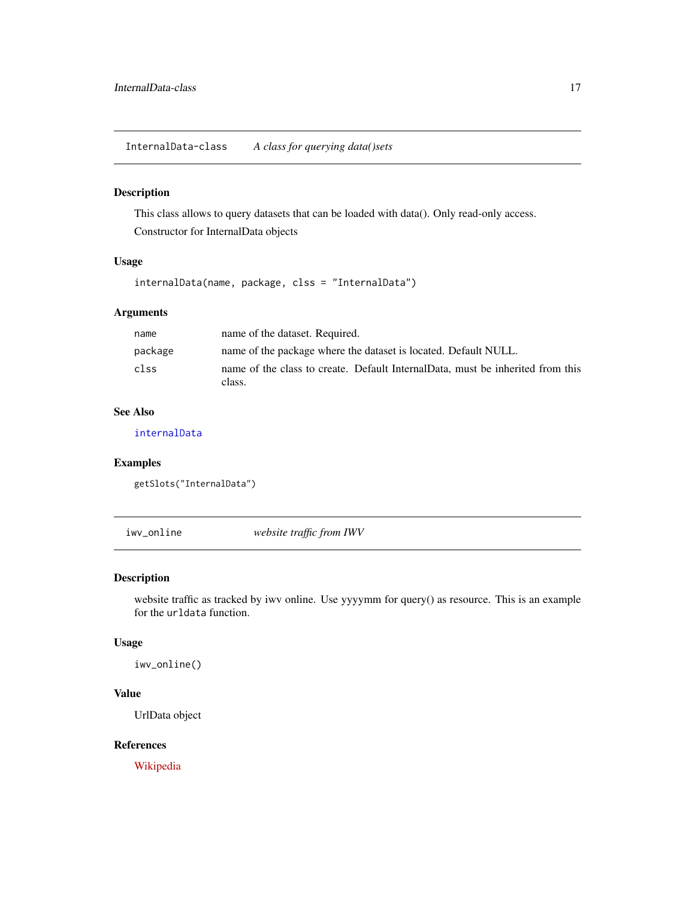## InternalData-class *A class for querying data()sets*

### Description

This class allows to query datasets that can be loaded with data(). Only read-only access.

Constructor for InternalData objects

### Usage

```
internalData(name, package, clss = "InternalData")
```

### Arguments

| | |
|---|---|
| name | name of the dataset. Required. |
| package | name of the package where the dataset is located. Default NULL. |
| clss | name of the class to create. Default InternalData, must be inherited from this class. |

### See Also

internalData

### Examples

```
getSlots("InternalData")
```

## iwv_online *website traffic from IWV*

### Description

website traffic as tracked by iwv online. Use yyyymm for query() as resource. This is an example for the `urldata` function.

### Usage

```
iwv_online()
```

### Value

UrlData object

### References

Wikipedia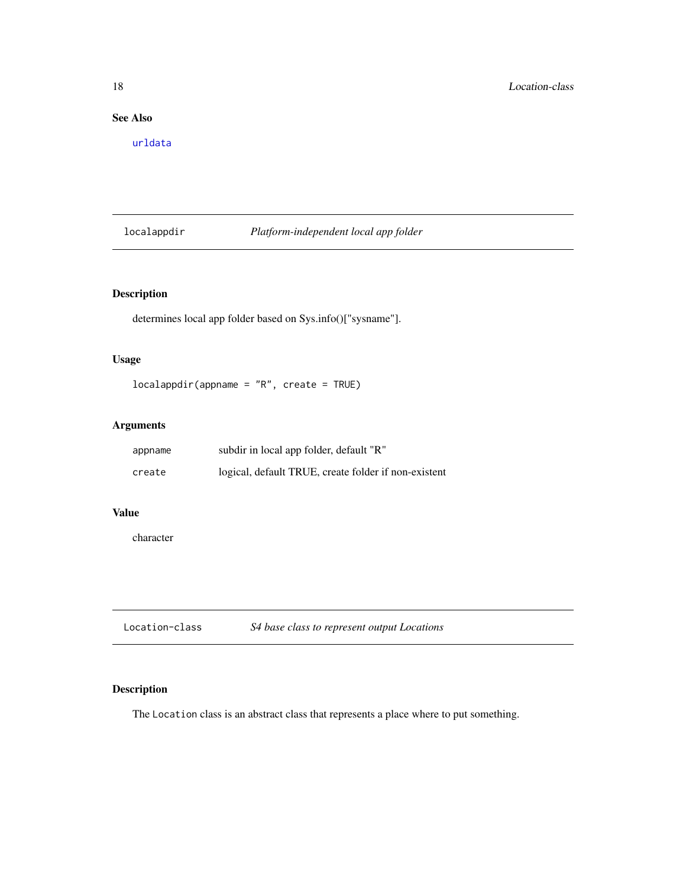### See Also

urldata

## localappdir    *Platform-independent local app folder*

### Description

determines local app folder based on Sys.info()["sysname"].

### Usage

```
localappdir(appname = "R", create = TRUE)
```

### Arguments

| | |
|---|---|
| appname | subdir in local app folder, default "R" |
| create | logical, default TRUE, create folder if non-existent |

### Value

character

## Location-class    *S4 base class to represent output Locations*

### Description

The Location class is an abstract class that represents a place where to put something.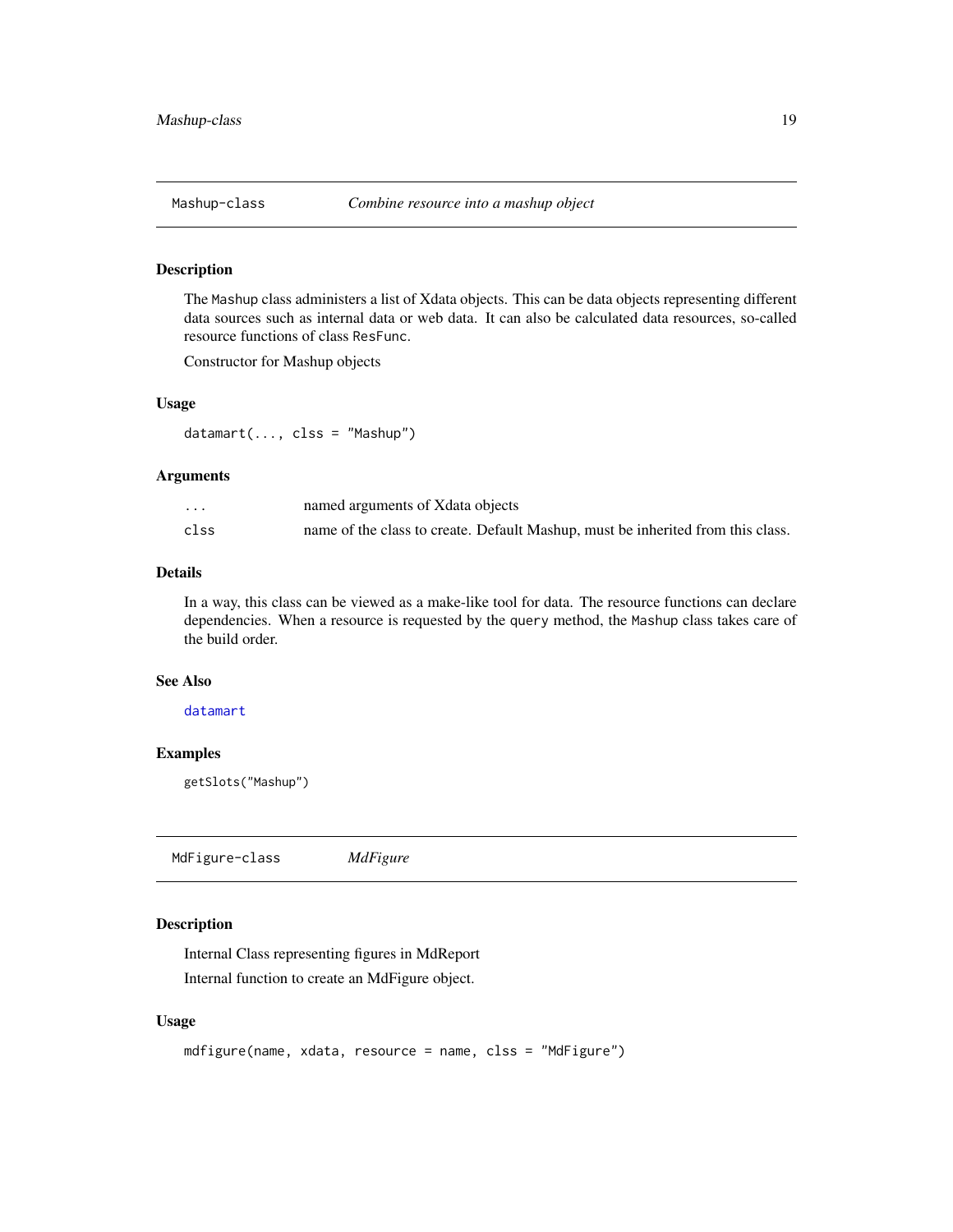## Mashup-class — *Combine resource into a mashup object*

### Description

The `Mashup` class administers a list of Xdata objects. This can be data objects representing different data sources such as internal data or web data. It can also be calculated data resources, so-called resource functions of class `ResFunc`.

Constructor for Mashup objects

### Usage

```
datamart(..., clss = "Mashup")
```

### Arguments

| | |
|---|---|
| `...` | named arguments of Xdata objects |
| `clss` | name of the class to create. Default Mashup, must be inherited from this class. |

### Details

In a way, this class can be viewed as a make-like tool for data. The resource functions can declare dependencies. When a resource is requested by the `query` method, the `Mashup` class takes care of the build order.

### See Also

`datamart`

### Examples

```
getSlots("Mashup")
```

## MdFigure-class — *MdFigure*

### Description

Internal Class representing figures in MdReport

Internal function to create an MdFigure object.

### Usage

```
mdfigure(name, xdata, resource = name, clss = "MdFigure")
```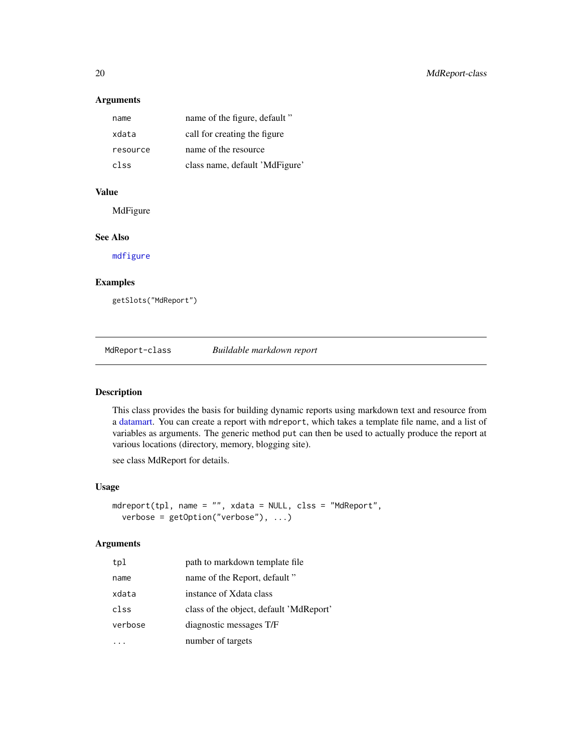### Arguments

| | |
|---|---|
| `name` | name of the figure, default '' |
| `xdata` | call for creating the figure |
| `resource` | name of the resource |
| `clss` | class name, default 'MdFigure' |

### Value

MdFigure

### See Also

`mdfigure`

### Examples

```
getSlots("MdReport")
```

---

## MdReport-class *Buildable markdown report*

---

### Description

This class provides the basis for building dynamic reports using markdown text and resource from a datamart. You can create a report with `mdreport`, which takes a template file name, and a list of variables as arguments. The generic method `put` can then be used to actually produce the report at various locations (directory, memory, blogging site).

see class MdReport for details.

### Usage

```
mdreport(tpl, name = "", xdata = NULL, clss = "MdReport",
  verbose = getOption("verbose"), ...)
```

### Arguments

| | |
|---|---|
| `tpl` | path to markdown template file |
| `name` | name of the Report, default '' |
| `xdata` | instance of Xdata class |
| `clss` | class of the object, default 'MdReport' |
| `verbose` | diagnostic messages T/F |
| `...` | number of targets |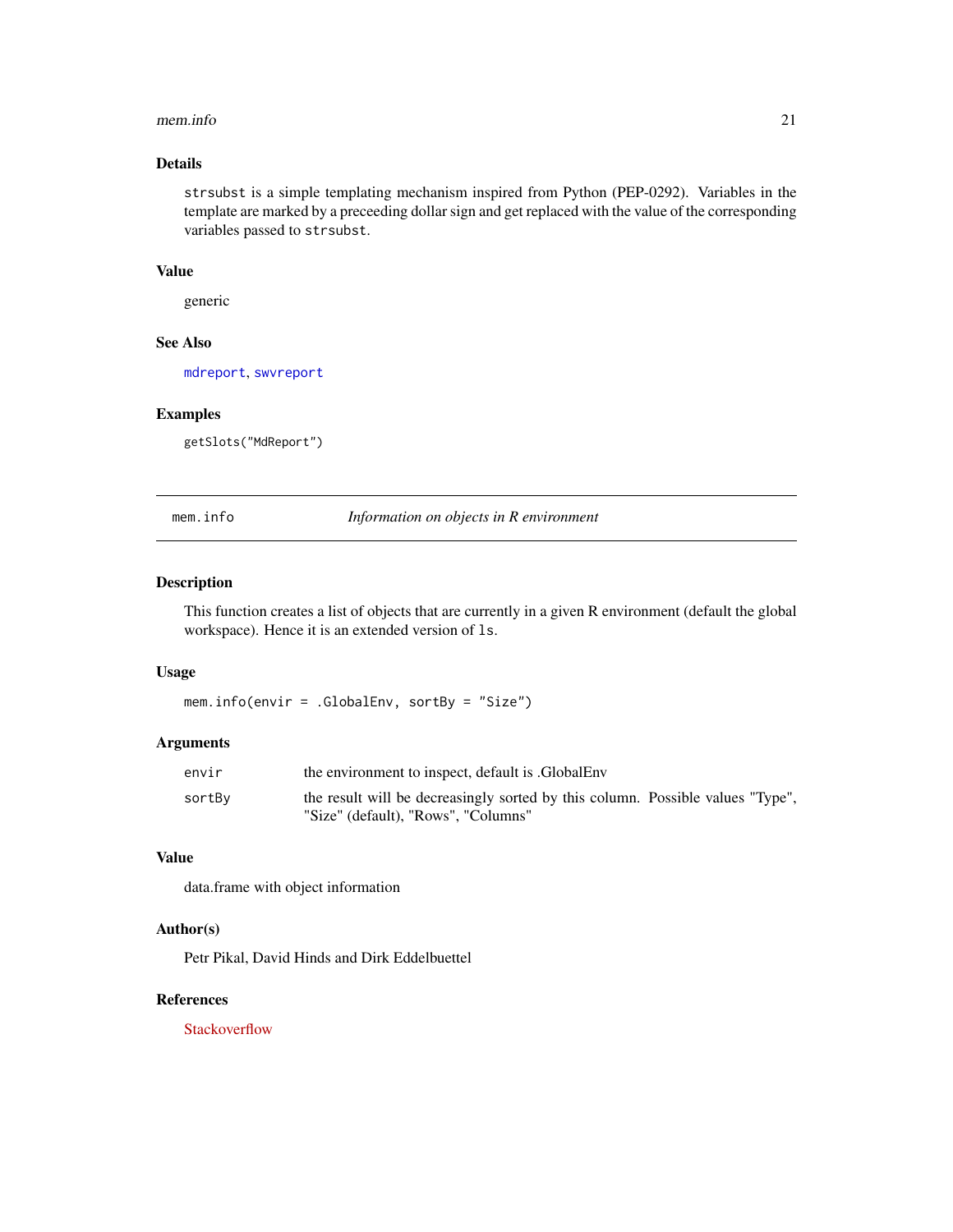### Details

`strsubst` is a simple templating mechanism inspired from Python (PEP-0292). Variables in the template are marked by a preceeding dollar sign and get replaced with the value of the corresponding variables passed to `strsubst`.

### Value

generic

### See Also

`mdreport`, `swvreport`

### Examples

```
getSlots("MdReport")
```

---

## mem.info — *Information on objects in R environment*

---

### Description

This function creates a list of objects that are currently in a given R environment (default the global workspace). Hence it is an extended version of `ls`.

### Usage

```
mem.info(envir = .GlobalEnv, sortBy = "Size")
```

### Arguments

| | |
|---|---|
| `envir` | the environment to inspect, default is .GlobalEnv |
| `sortBy` | the result will be decreasingly sorted by this column. Possible values "Type", "Size" (default), "Rows", "Columns" |

### Value

data.frame with object information

### Author(s)

Petr Pikal, David Hinds and Dirk Eddelbuettel

### References

Stackoverflow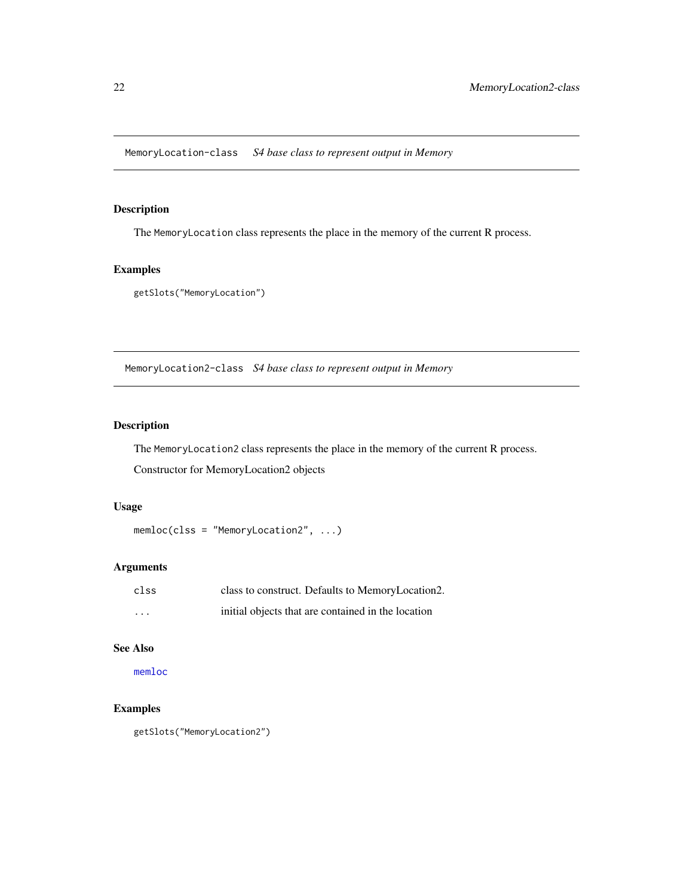## MemoryLocation-class *S4 base class to represent output in Memory*

### Description

The `MemoryLocation` class represents the place in the memory of the current R process.

### Examples

```
getSlots("MemoryLocation")
```

## MemoryLocation2-class *S4 base class to represent output in Memory*

### Description

The `MemoryLocation2` class represents the place in the memory of the current R process.

Constructor for MemoryLocation2 objects

### Usage

```
memloc(clss = "MemoryLocation2", ...)
```

### Arguments

| | |
|---|---|
| `clss` | class to construct. Defaults to MemoryLocation2. |
| `...` | initial objects that are contained in the location |

### See Also

memloc

### Examples

```
getSlots("MemoryLocation2")
```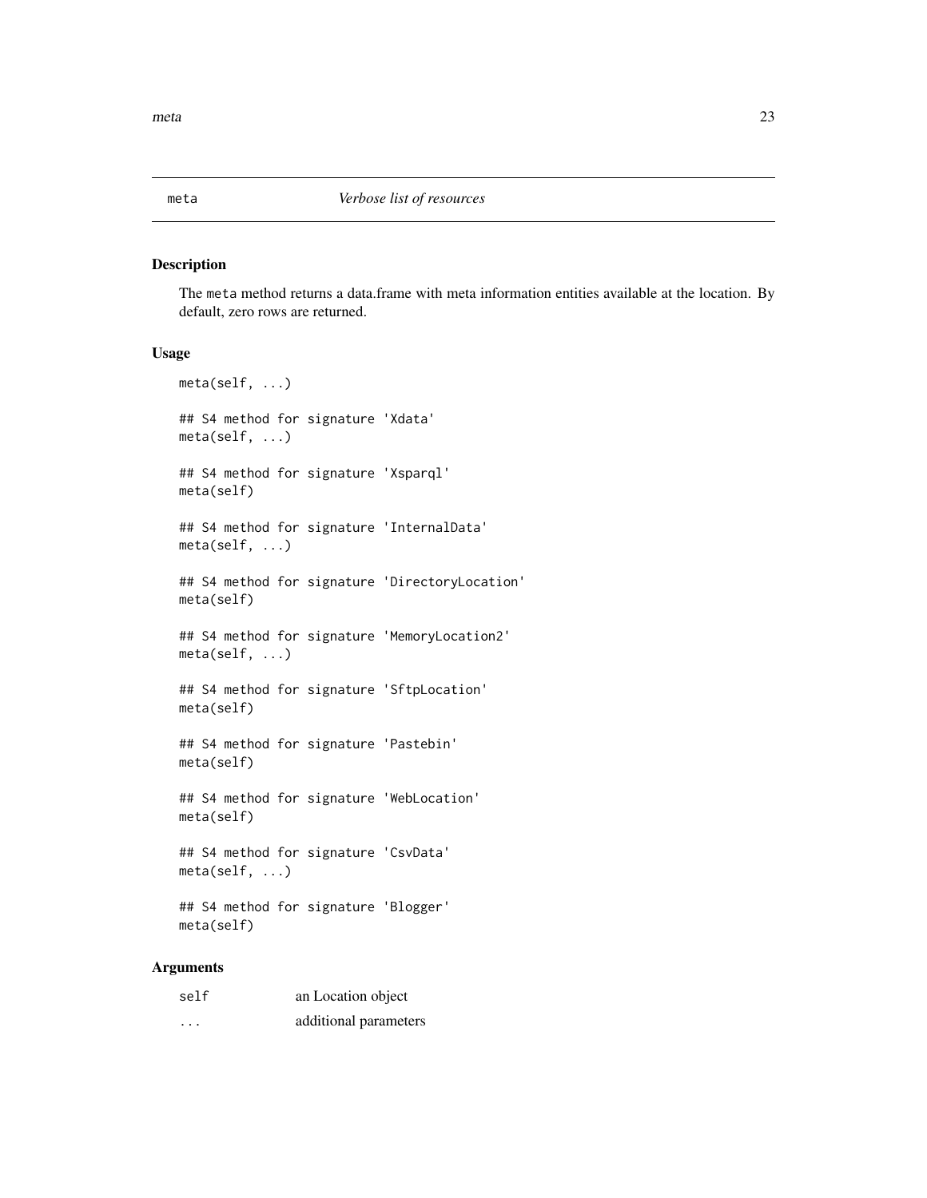# meta *Verbose list of resources*

## Description

The `meta` method returns a data.frame with meta information entities available at the location. By default, zero rows are returned.

## Usage

```
meta(self, ...)

## S4 method for signature 'Xdata'
meta(self, ...)

## S4 method for signature 'Xsparql'
meta(self)

## S4 method for signature 'InternalData'
meta(self, ...)

## S4 method for signature 'DirectoryLocation'
meta(self)

## S4 method for signature 'MemoryLocation2'
meta(self, ...)

## S4 method for signature 'SftpLocation'
meta(self)

## S4 method for signature 'Pastebin'
meta(self)

## S4 method for signature 'WebLocation'
meta(self)

## S4 method for signature 'CsvData'
meta(self, ...)

## S4 method for signature 'Blogger'
meta(self)
```

## Arguments

| | |
|---|---|
| `self` | an Location object |
| `...` | additional parameters |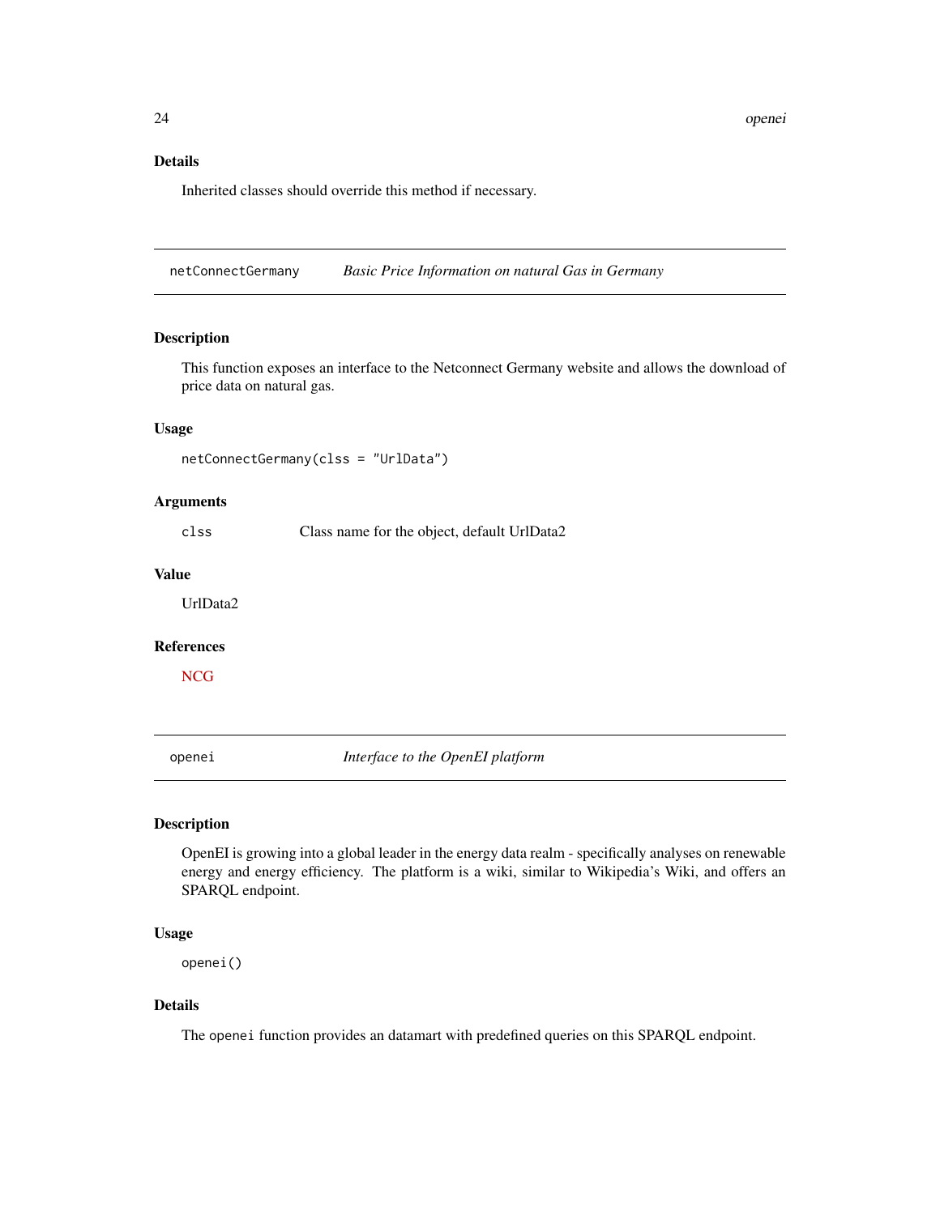### Details

Inherited classes should override this method if necessary.

---

## netConnectGermany *Basic Price Information on natural Gas in Germany*

---

### Description

This function exposes an interface to the Netconnect Germany website and allows the download of price data on natural gas.

### Usage

```
netConnectGermany(clss = "UrlData")
```

### Arguments

| | |
|---|---|
| `clss` | Class name for the object, default UrlData2 |

### Value

UrlData2

### References

NCG

---

## openei *Interface to the OpenEI platform*

---

### Description

OpenEI is growing into a global leader in the energy data realm - specifically analyses on renewable energy and energy efficiency. The platform is a wiki, similar to Wikipedia's Wiki, and offers an SPARQL endpoint.

### Usage

```
openei()
```

### Details

The `openei` function provides an datamart with predefined queries on this SPARQL endpoint.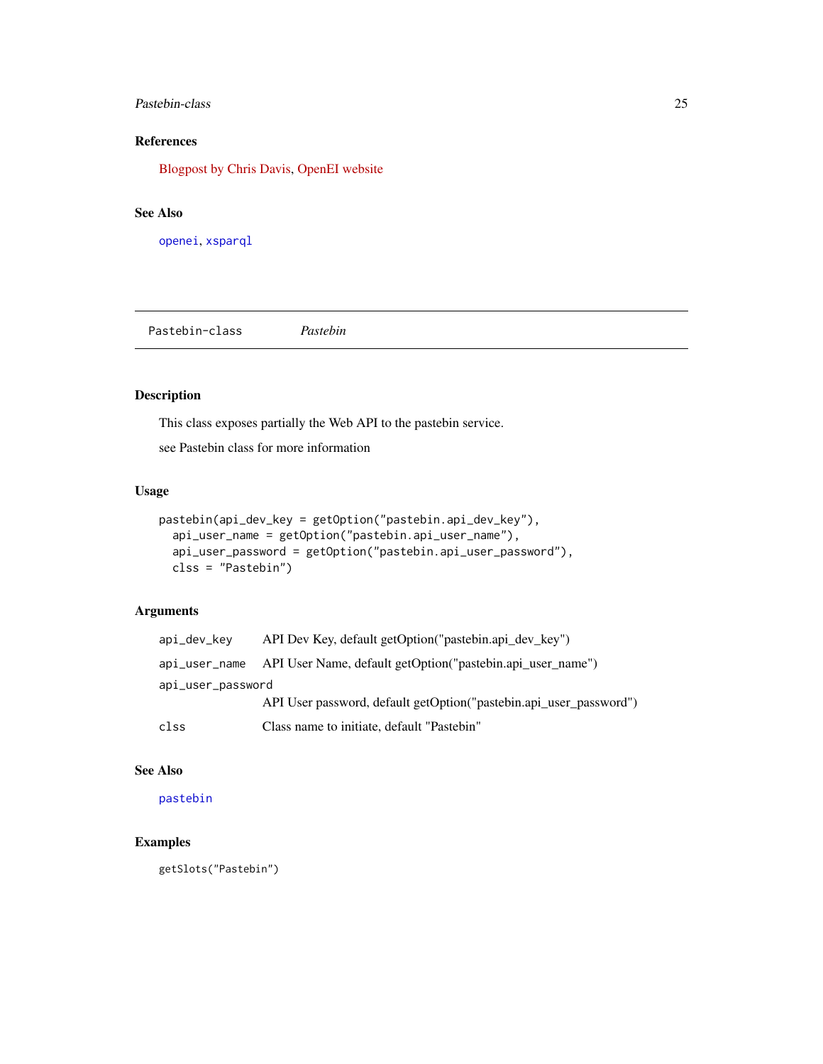### References

Blogpost by Chris Davis, OpenEI website

### See Also

`openei`, `xsparql`

---

## Pastebin-class &nbsp;&nbsp;&nbsp;&nbsp; *Pastebin*

---

### Description

This class exposes partially the Web API to the pastebin service.

see Pastebin class for more information

### Usage

```
pastebin(api_dev_key = getOption("pastebin.api_dev_key"),
  api_user_name = getOption("pastebin.api_user_name"),
  api_user_password = getOption("pastebin.api_user_password"),
  clss = "Pastebin")
```

### Arguments

| | |
|---|---|
| `api_dev_key` | API Dev Key, default getOption("pastebin.api_dev_key") |
| `api_user_name` | API User Name, default getOption("pastebin.api_user_name") |
| `api_user_password` | API User password, default getOption("pastebin.api_user_password") |
| `clss` | Class name to initiate, default "Pastebin" |

### See Also

`pastebin`

### Examples

```
getSlots("Pastebin")
```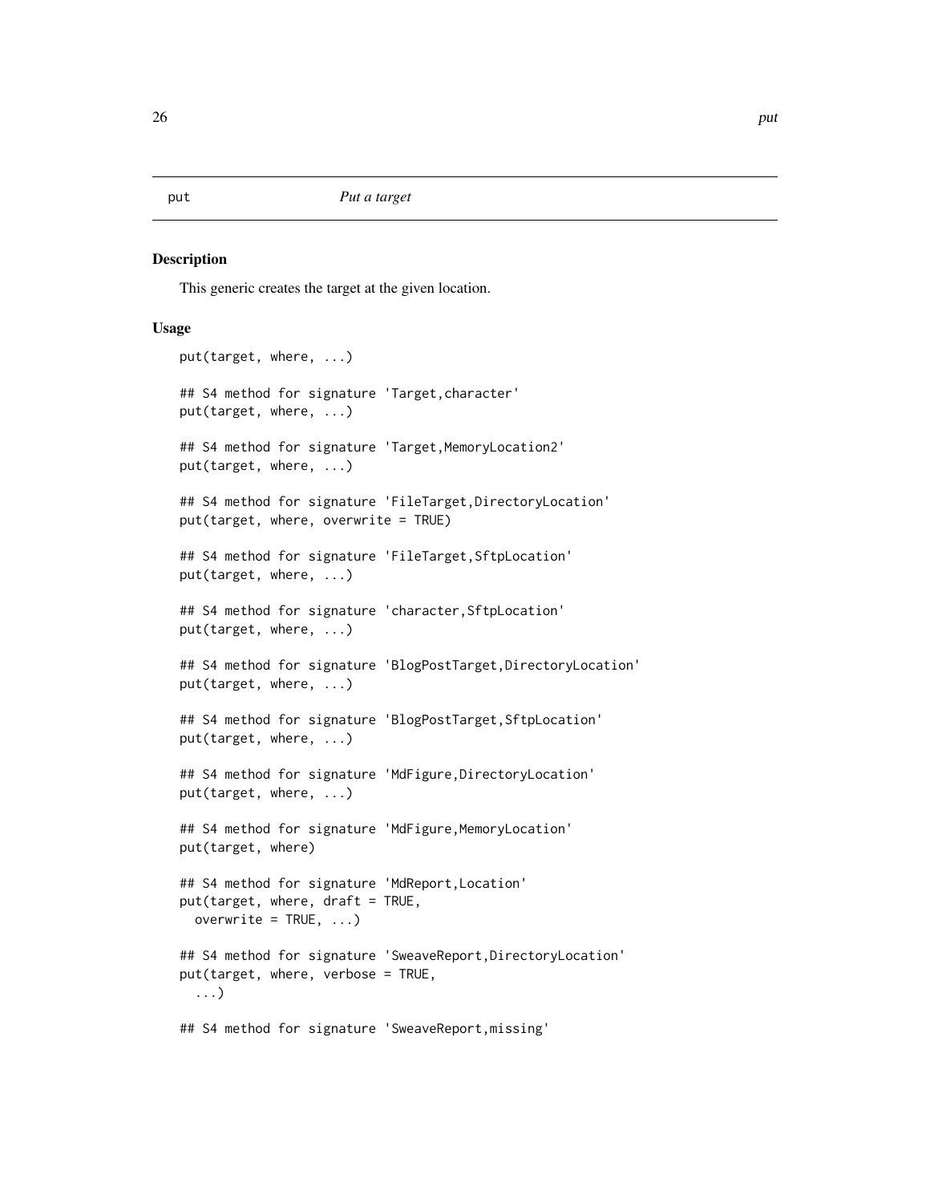put *Put a target*

## Description

This generic creates the target at the given location.

## Usage

```
put(target, where, ...)

## S4 method for signature 'Target,character'
put(target, where, ...)

## S4 method for signature 'Target,MemoryLocation2'
put(target, where, ...)

## S4 method for signature 'FileTarget,DirectoryLocation'
put(target, where, overwrite = TRUE)

## S4 method for signature 'FileTarget,SftpLocation'
put(target, where, ...)

## S4 method for signature 'character,SftpLocation'
put(target, where, ...)

## S4 method for signature 'BlogPostTarget,DirectoryLocation'
put(target, where, ...)

## S4 method for signature 'BlogPostTarget,SftpLocation'
put(target, where, ...)

## S4 method for signature 'MdFigure,DirectoryLocation'
put(target, where, ...)

## S4 method for signature 'MdFigure,MemoryLocation'
put(target, where)

## S4 method for signature 'MdReport,Location'
put(target, where, draft = TRUE,
  overwrite = TRUE, ...)

## S4 method for signature 'SweaveReport,DirectoryLocation'
put(target, where, verbose = TRUE,
  ...)

## S4 method for signature 'SweaveReport,missing'
```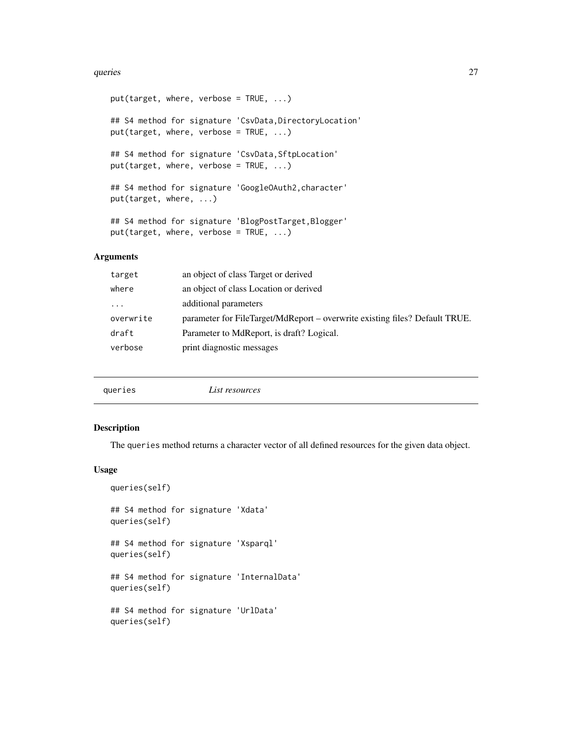```
put(target, where, verbose = TRUE, ...)

## S4 method for signature 'CsvData,DirectoryLocation'
put(target, where, verbose = TRUE, ...)

## S4 method for signature 'CsvData,SftpLocation'
put(target, where, verbose = TRUE, ...)

## S4 method for signature 'GoogleOAuth2,character'
put(target, where, ...)

## S4 method for signature 'BlogPostTarget,Blogger'
put(target, where, verbose = TRUE, ...)
```

### Arguments

| | |
|---|---|
| target | an object of class Target or derived |
| where | an object of class Location or derived |
| ... | additional parameters |
| overwrite | parameter for FileTarget/MdReport – overwrite existing files? Default TRUE. |
| draft | Parameter to MdReport, is draft? Logical. |
| verbose | print diagnostic messages |

## queries — *List resources*

### Description

The queries method returns a character vector of all defined resources for the given data object.

### Usage

```
queries(self)

## S4 method for signature 'Xdata'
queries(self)

## S4 method for signature 'Xsparql'
queries(self)

## S4 method for signature 'InternalData'
queries(self)

## S4 method for signature 'UrlData'
queries(self)
```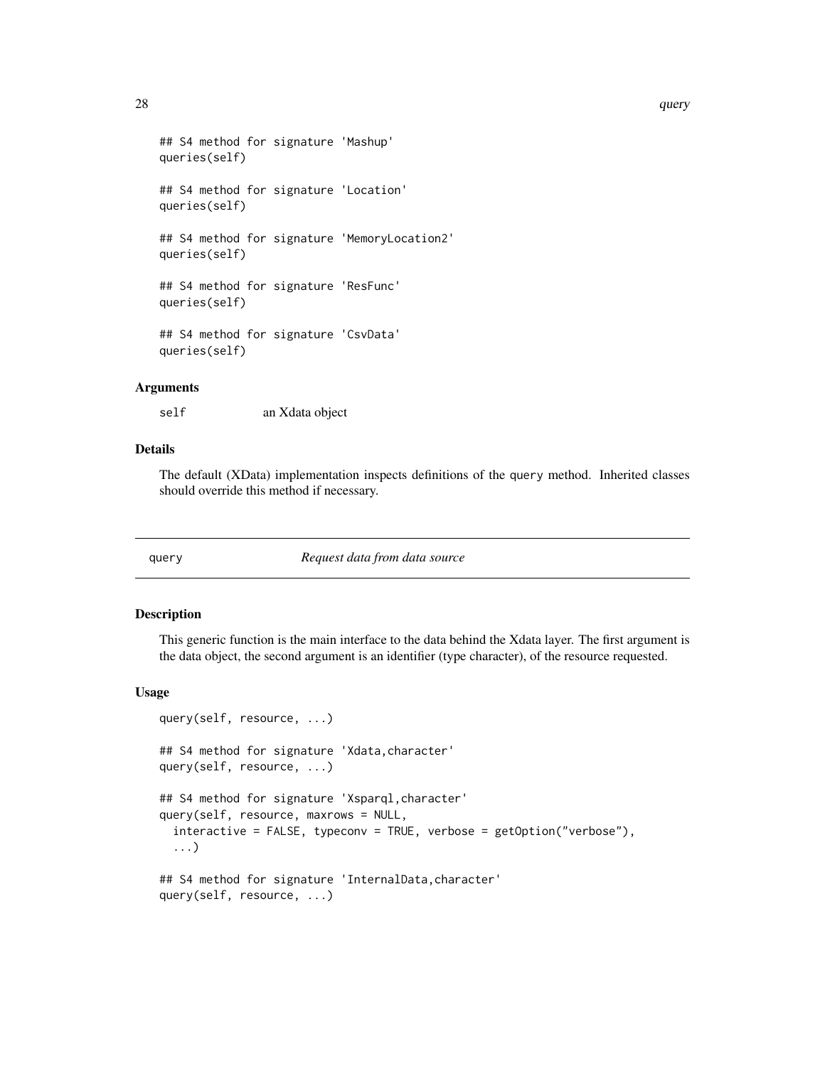```
## S4 method for signature 'Mashup'
queries(self)

## S4 method for signature 'Location'
queries(self)

## S4 method for signature 'MemoryLocation2'
queries(self)

## S4 method for signature 'ResFunc'
queries(self)

## S4 method for signature 'CsvData'
queries(self)
```

### Arguments

`self` an Xdata object

### Details

The default (XData) implementation inspects definitions of the `query` method. Inherited classes should override this method if necessary.

---

## query *Request data from data source*

---

### Description

This generic function is the main interface to the data behind the Xdata layer. The first argument is the data object, the second argument is an identifier (type character), of the resource requested.

### Usage

```
query(self, resource, ...)

## S4 method for signature 'Xdata,character'
query(self, resource, ...)

## S4 method for signature 'Xsparql,character'
query(self, resource, maxrows = NULL,
  interactive = FALSE, typeconv = TRUE, verbose = getOption("verbose"),
  ...)

## S4 method for signature 'InternalData,character'
query(self, resource, ...)
```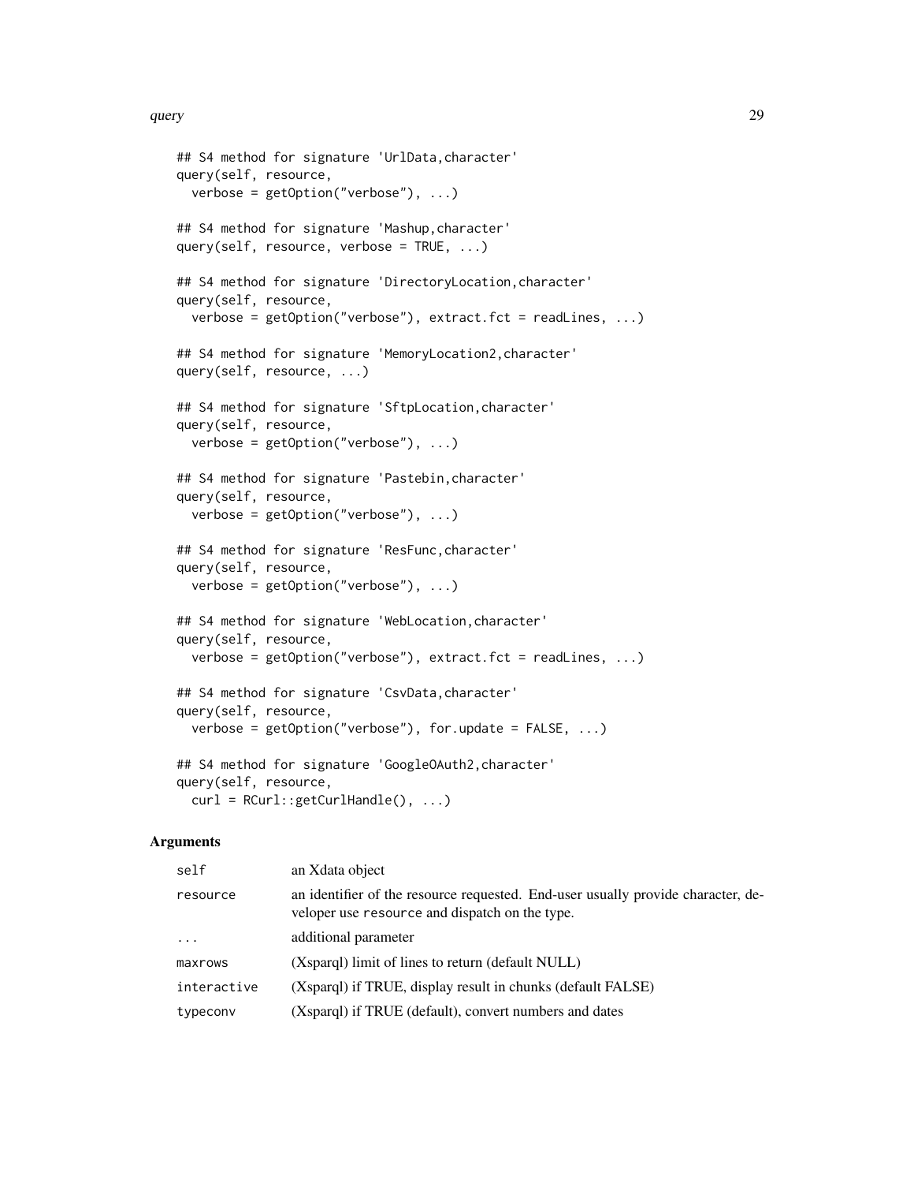```
## S4 method for signature 'UrlData,character'
query(self, resource,
  verbose = getOption("verbose"), ...)

## S4 method for signature 'Mashup,character'
query(self, resource, verbose = TRUE, ...)

## S4 method for signature 'DirectoryLocation,character'
query(self, resource,
  verbose = getOption("verbose"), extract.fct = readLines, ...)

## S4 method for signature 'MemoryLocation2,character'
query(self, resource, ...)

## S4 method for signature 'SftpLocation,character'
query(self, resource,
  verbose = getOption("verbose"), ...)

## S4 method for signature 'Pastebin,character'
query(self, resource,
  verbose = getOption("verbose"), ...)

## S4 method for signature 'ResFunc,character'
query(self, resource,
  verbose = getOption("verbose"), ...)

## S4 method for signature 'WebLocation,character'
query(self, resource,
  verbose = getOption("verbose"), extract.fct = readLines, ...)

## S4 method for signature 'CsvData,character'
query(self, resource,
  verbose = getOption("verbose"), for.update = FALSE, ...)

## S4 method for signature 'GoogleOAuth2,character'
query(self, resource,
  curl = RCurl::getCurlHandle(), ...)
```

### Arguments

| | |
|---|---|
| `self` | an Xdata object |
| `resource` | an identifier of the resource requested. End-user usually provide character, developer use `resource` and dispatch on the type. |
| `...` | additional parameter |
| `maxrows` | (Xsparql) limit of lines to return (default NULL) |
| `interactive` | (Xsparql) if TRUE, display result in chunks (default FALSE) |
| `typeconv` | (Xsparql) if TRUE (default), convert numbers and dates |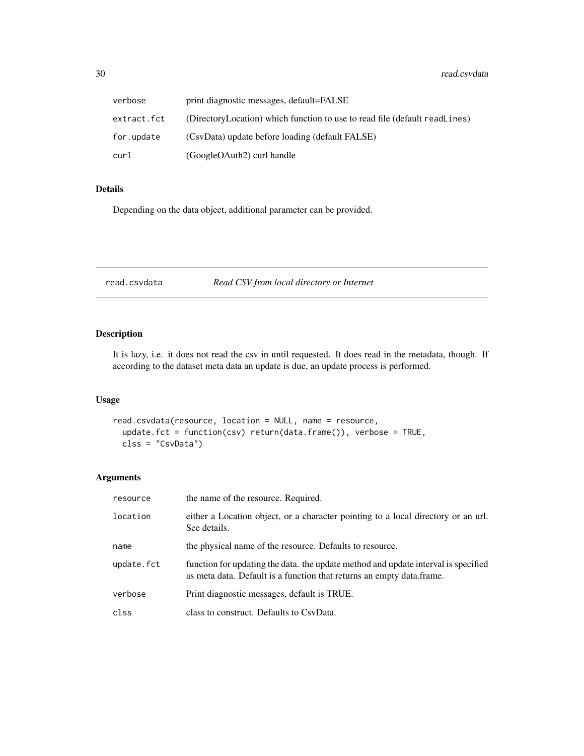| | |
|---|---|
| verbose | print diagnostic messages, default=FALSE |
| extract.fct | (DirectoryLocation) which function to use to read file (default readLines) |
| for.update | (CsvData) update before loading (default FALSE) |
| curl | (GoogleOAuth2) curl handle |

### Details

Depending on the data object, additional parameter can be provided.

---

## read.csvdata *Read CSV from local directory or Internet*

---

### Description

It is lazy, i.e. it does not read the csv in until requested. It does read in the metadata, though. If according to the dataset meta data an update is due, an update process is performed.

### Usage

```
read.csvdata(resource, location = NULL, name = resource,
  update.fct = function(csv) return(data.frame()), verbose = TRUE,
  clss = "CsvData")
```

### Arguments

| | |
|---|---|
| resource | the name of the resource. Required. |
| location | either a Location object, or a character pointing to a local directory or an url. See details. |
| name | the physical name of the resource. Defaults to resource. |
| update.fct | function for updating the data. the update method and update interval is specified as meta data. Default is a function that returns an empty data.frame. |
| verbose | Print diagnostic messages, default is TRUE. |
| clss | class to construct. Defaults to CsvData. |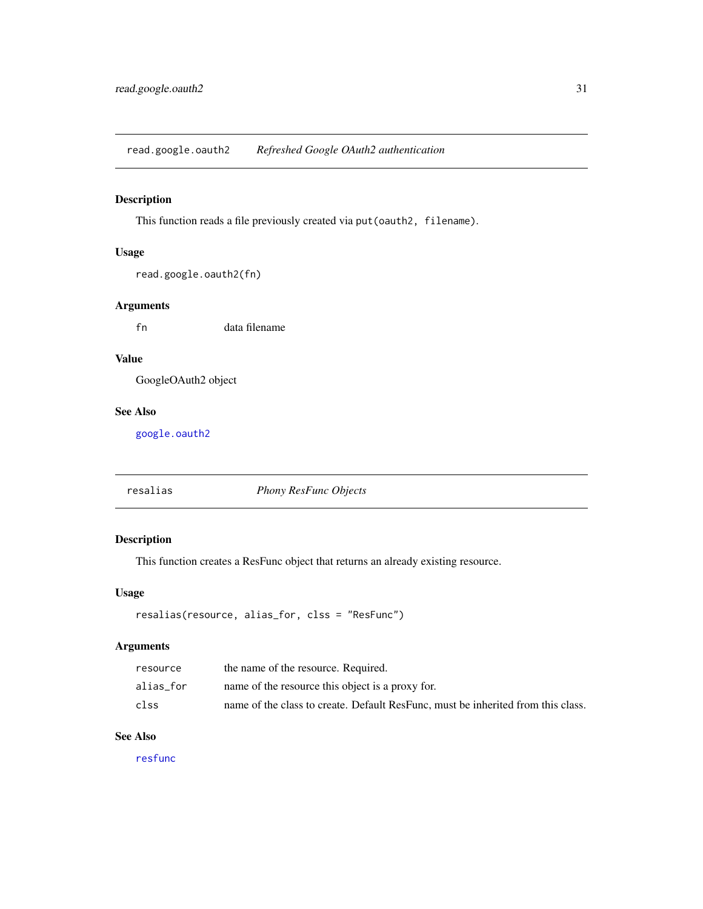## read.google.oauth2 — *Refreshed Google OAuth2 authentication*

### Description

This function reads a file previously created via `put(oauth2, filename)`.

### Usage

```
read.google.oauth2(fn)
```

### Arguments

| | |
|---|---|
| `fn` | data filename |

### Value

GoogleOAuth2 object

### See Also

`google.oauth2`

## resalias — *Phony ResFunc Objects*

### Description

This function creates a ResFunc object that returns an already existing resource.

### Usage

```
resalias(resource, alias_for, clss = "ResFunc")
```

### Arguments

| | |
|---|---|
| `resource` | the name of the resource. Required. |
| `alias_for` | name of the resource this object is a proxy for. |
| `clss` | name of the class to create. Default ResFunc, must be inherited from this class. |

### See Also

`resfunc`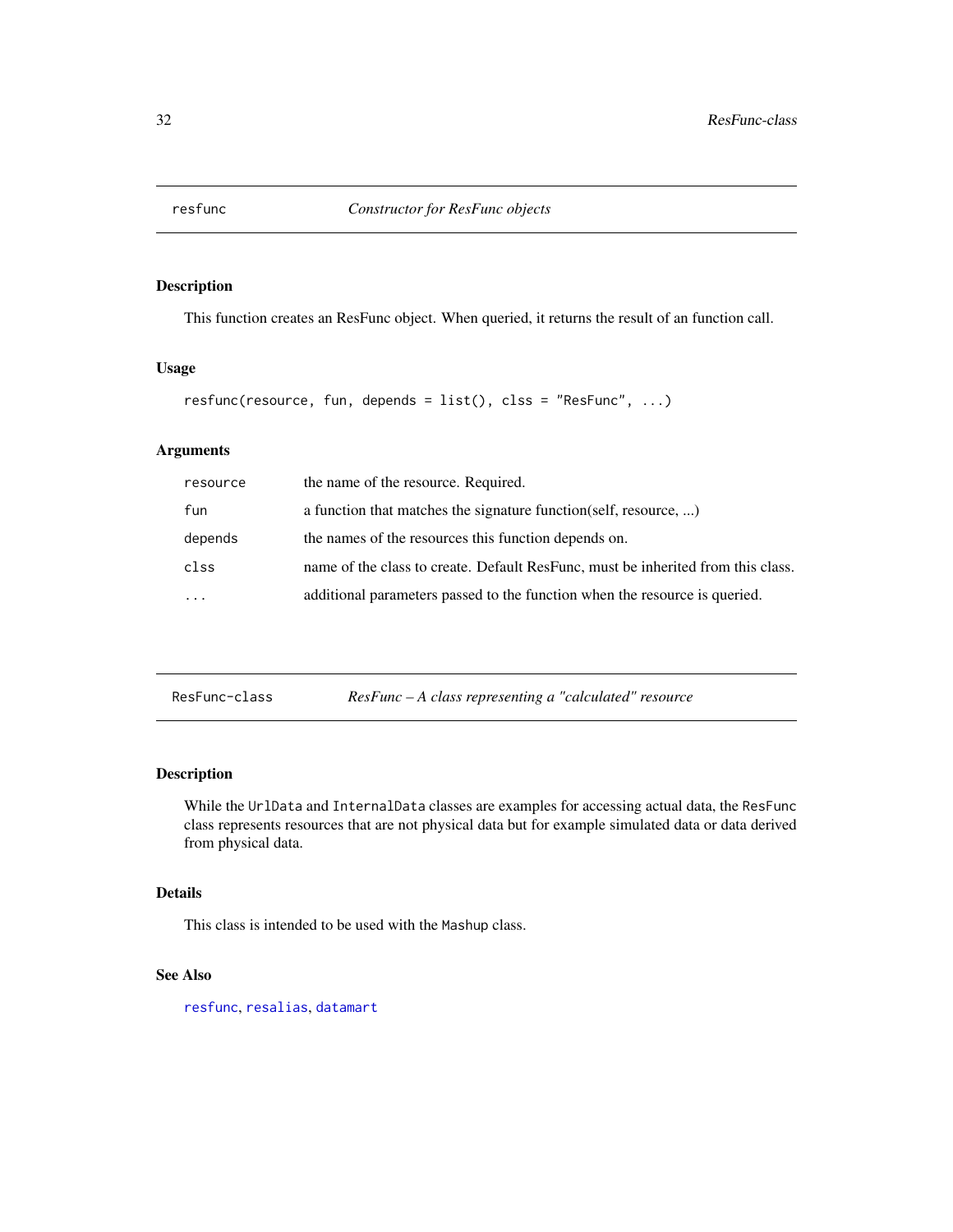## resfunc — *Constructor for ResFunc objects*

### Description

This function creates an ResFunc object. When queried, it returns the result of an function call.

### Usage

```
resfunc(resource, fun, depends = list(), clss = "ResFunc", ...)
```

### Arguments

| | |
|---|---|
| `resource` | the name of the resource. Required. |
| `fun` | a function that matches the signature function(self, resource, ...) |
| `depends` | the names of the resources this function depends on. |
| `clss` | name of the class to create. Default ResFunc, must be inherited from this class. |
| `...` | additional parameters passed to the function when the resource is queried. |

## ResFunc-class — *ResFunc – A class representing a "calculated" resource*

### Description

While the `UrlData` and `InternalData` classes are examples for accessing actual data, the `ResFunc` class represents resources that are not physical data but for example simulated data or data derived from physical data.

### Details

This class is intended to be used with the `Mashup` class.

### See Also

`resfunc`, `resalias`, `datamart`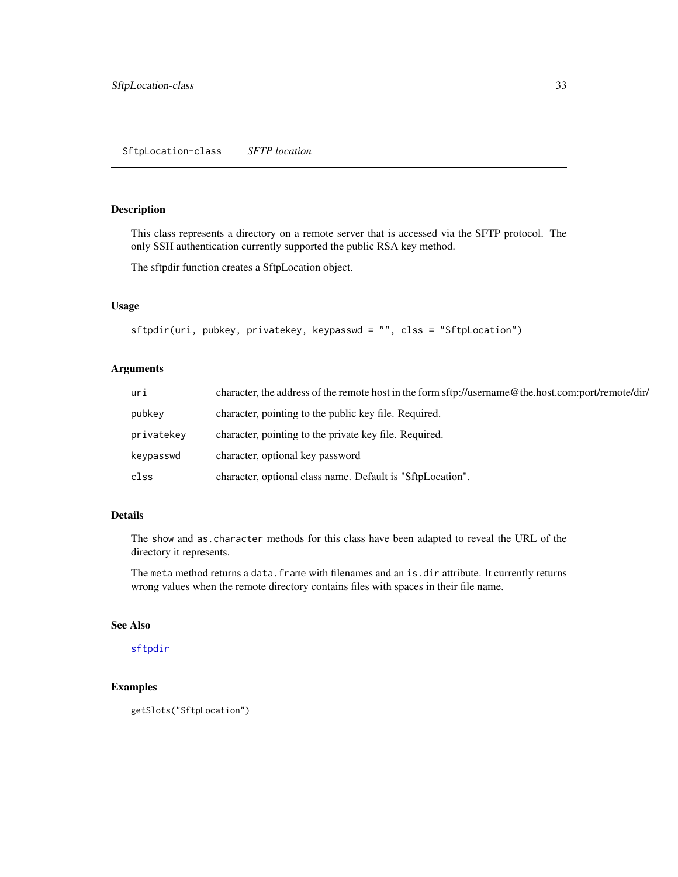## SftpLocation-class    *SFTP location*

### Description

This class represents a directory on a remote server that is accessed via the SFTP protocol. The only SSH authentication currently supported the public RSA key method.

The sftpdir function creates a SftpLocation object.

### Usage

```
sftpdir(uri, pubkey, privatekey, keypasswd = "", clss = "SftpLocation")
```

### Arguments

| | |
|---|---|
| uri | character, the address of the remote host in the form sftp://username@the.host.com:port/remote/dir/ |
| pubkey | character, pointing to the public key file. Required. |
| privatekey | character, pointing to the private key file. Required. |
| keypasswd | character, optional key password |
| clss | character, optional class name. Default is "SftpLocation". |

### Details

The `show` and `as.character` methods for this class have been adapted to reveal the URL of the directory it represents.

The `meta` method returns a `data.frame` with filenames and an `is.dir` attribute. It currently returns wrong values when the remote directory contains files with spaces in their file name.

### See Also

sftpdir

### Examples

```
getSlots("SftpLocation")
```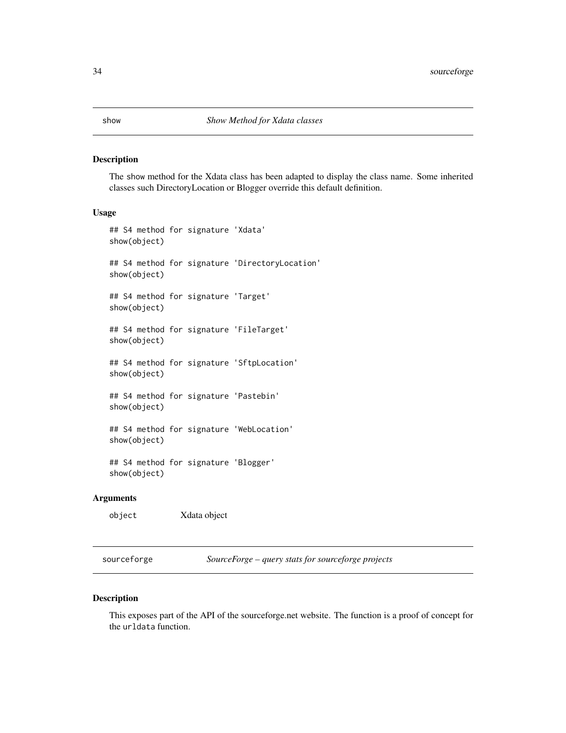## show — *Show Method for Xdata classes*

### Description

The show method for the Xdata class has been adapted to display the class name. Some inherited classes such DirectoryLocation or Blogger override this default definition.

### Usage

```
## S4 method for signature 'Xdata'
show(object)

## S4 method for signature 'DirectoryLocation'
show(object)

## S4 method for signature 'Target'
show(object)

## S4 method for signature 'FileTarget'
show(object)

## S4 method for signature 'SftpLocation'
show(object)

## S4 method for signature 'Pastebin'
show(object)

## S4 method for signature 'WebLocation'
show(object)

## S4 method for signature 'Blogger'
show(object)
```

### Arguments

| | |
|---|---|
| object | Xdata object |

## sourceforge — *SourceForge – query stats for sourceforge projects*

### Description

This exposes part of the API of the sourceforge.net website. The function is a proof of concept for the `urldata` function.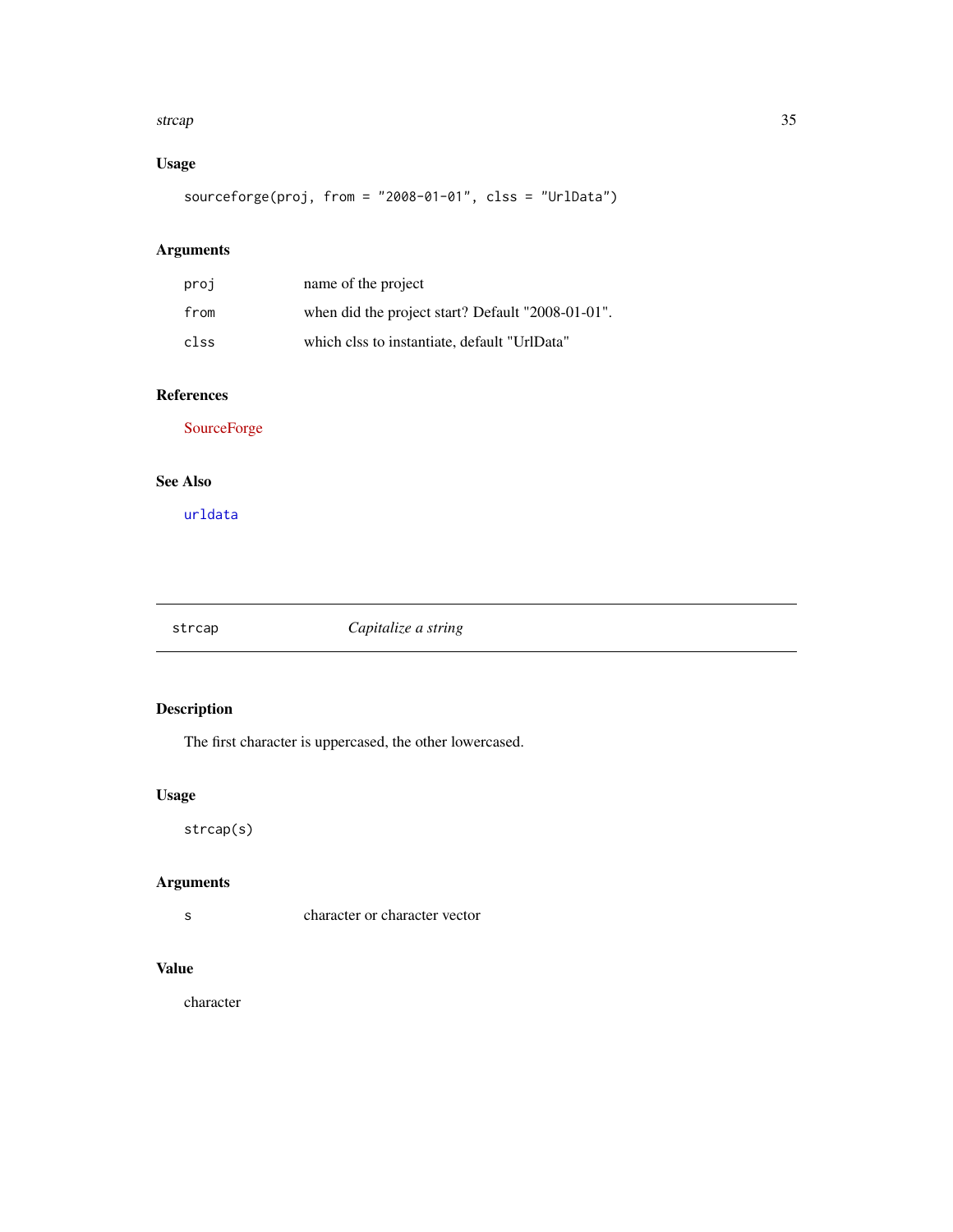### Usage

```
sourceforge(proj, from = "2008-01-01", clss = "UrlData")
```

### Arguments

| | |
|---|---|
| proj | name of the project |
| from | when did the project start? Default "2008-01-01". |
| clss | which clss to instantiate, default "UrlData" |

### References

SourceForge

### See Also

urldata

---

## strcap *Capitalize a string*

---

### Description

The first character is uppercased, the other lowercased.

### Usage

```
strcap(s)
```

### Arguments

| | |
|---|---|
| s | character or character vector |

### Value

character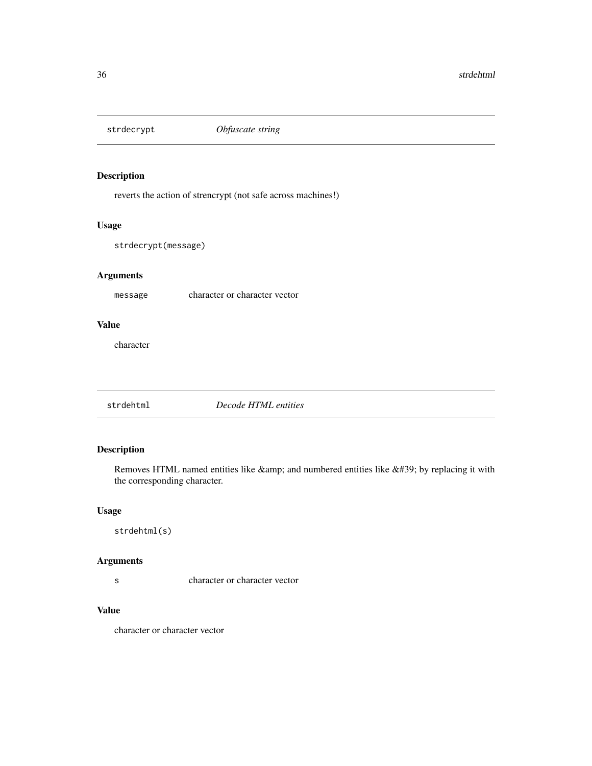## strdecrypt *Obfuscate string*

### Description

reverts the action of strencrypt (not safe across machines!)

### Usage

```
strdecrypt(message)
```

### Arguments

| | |
|---|---|
| message | character or character vector |

### Value

character

## strdehtml *Decode HTML entities*

### Description

Removes HTML named entities like &amp; and numbered entities like &#39; by replacing it with the corresponding character.

### Usage

```
strdehtml(s)
```

### Arguments

| | |
|---|---|
| s | character or character vector |

### Value

character or character vector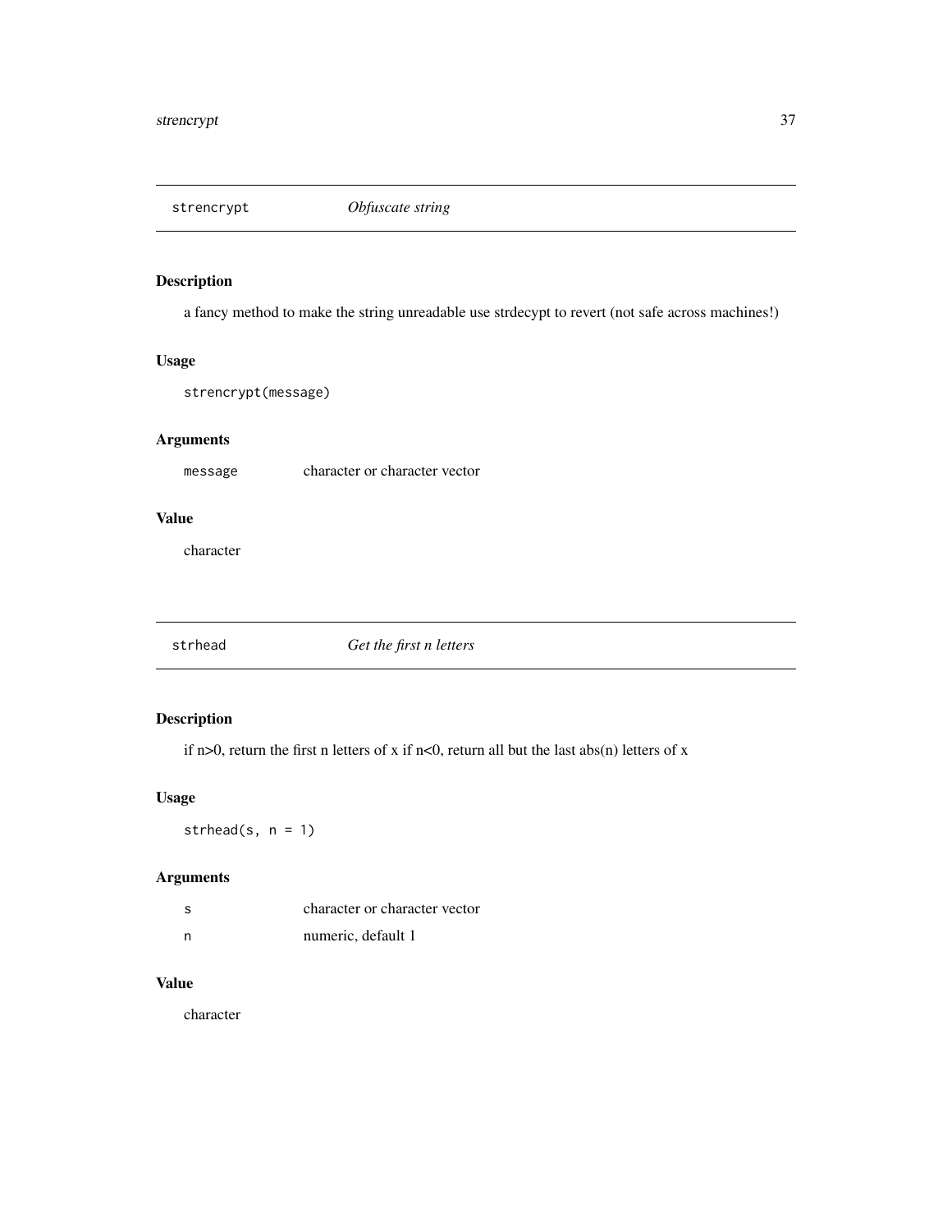## strencrypt *Obfuscate string*

### Description

a fancy method to make the string unreadable use strdecypt to revert (not safe across machines!)

### Usage

```
strencrypt(message)
```

### Arguments

| | |
|---|---|
| message | character or character vector |

### Value

character

## strhead *Get the first n letters*

### Description

if n>0, return the first n letters of x if n<0, return all but the last abs(n) letters of x

### Usage

```
strhead(s, n = 1)
```

### Arguments

| | |
|---|---|
| s | character or character vector |
| n | numeric, default 1 |

### Value

character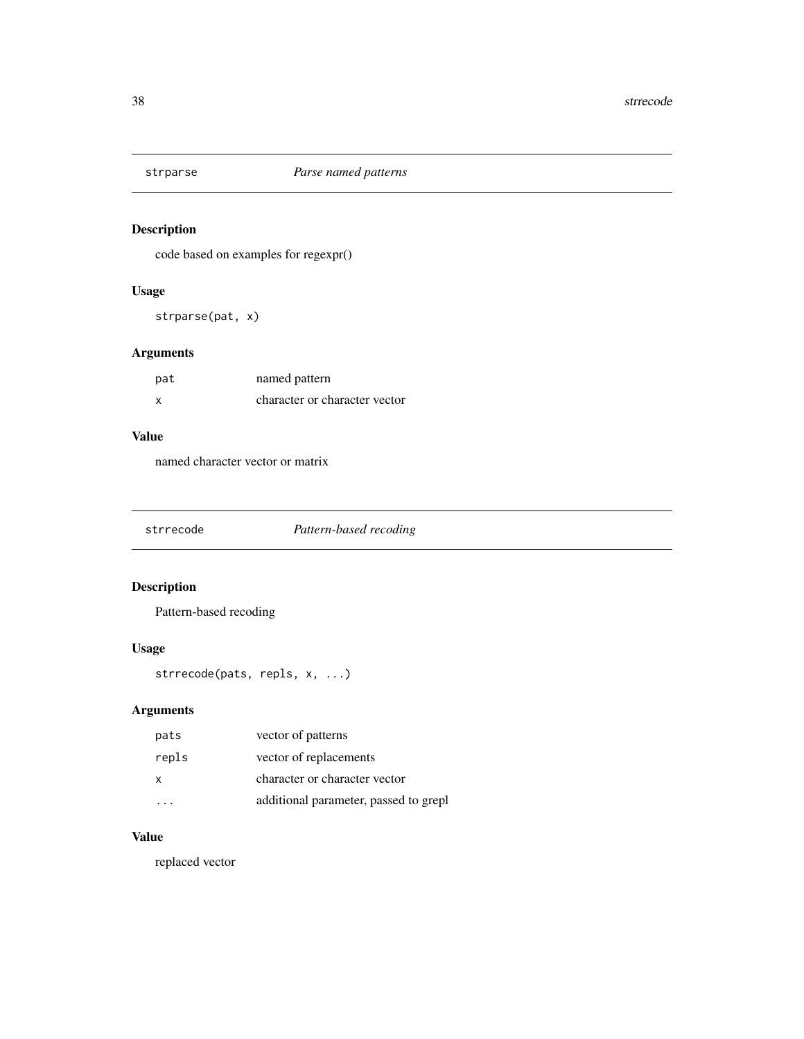## strparse *Parse named patterns*

### Description

code based on examples for regexpr()

### Usage

```
strparse(pat, x)
```

### Arguments

| | |
|---|---|
| pat | named pattern |
| x | character or character vector |

### Value

named character vector or matrix

## strrecode *Pattern-based recoding*

### Description

Pattern-based recoding

### Usage

```
strrecode(pats, repls, x, ...)
```

### Arguments

| | |
|---|---|
| pats | vector of patterns |
| repls | vector of replacements |
| x | character or character vector |
| ... | additional parameter, passed to grepl |

### Value

replaced vector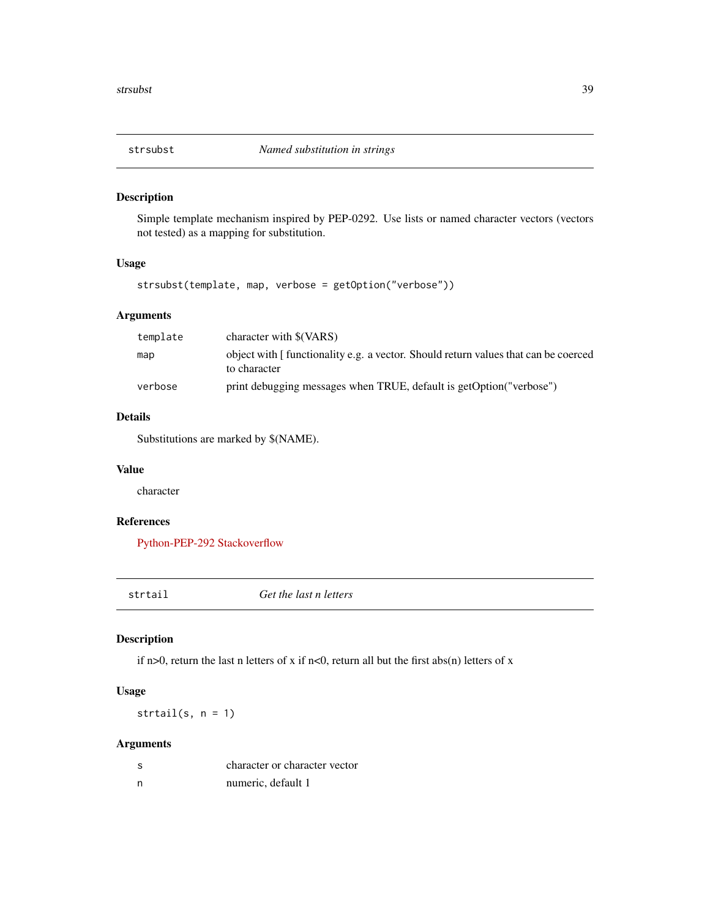## strsubst — *Named substitution in strings*

### Description

Simple template mechanism inspired by PEP-0292. Use lists or named character vectors (vectors not tested) as a mapping for substitution.

### Usage

```
strsubst(template, map, verbose = getOption("verbose"))
```

### Arguments

| | |
|---|---|
| `template` | character with $(VARS) |
| `map` | object with [ functionality e.g. a vector. Should return values that can be coerced to character |
| `verbose` | print debugging messages when TRUE, default is getOption("verbose") |

### Details

Substitutions are marked by $(NAME).

### Value

character

### References

Python-PEP-292 Stackoverflow

## strtail — *Get the last n letters*

### Description

if n>0, return the last n letters of x if n<0, return all but the first abs(n) letters of x

### Usage

```
strtail(s, n = 1)
```

### Arguments

| | |
|---|---|
| `s` | character or character vector |
| `n` | numeric, default 1 |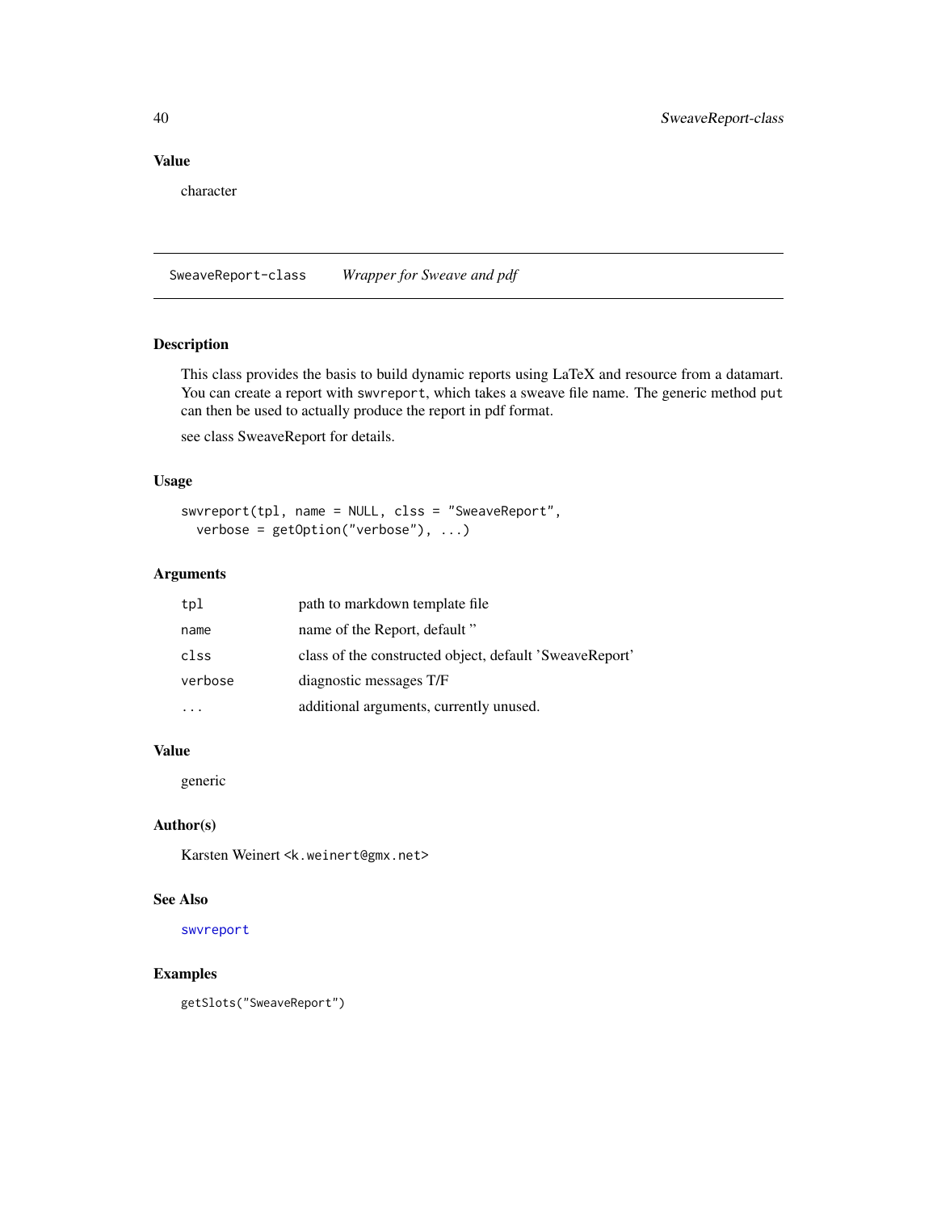### Value

character

## SweaveReport-class    *Wrapper for Sweave and pdf*

### Description

This class provides the basis to build dynamic reports using LaTeX and resource from a datamart. You can create a report with `swvreport`, which takes a sweave file name. The generic method `put` can then be used to actually produce the report in pdf format.

see class SweaveReport for details.

### Usage

```
swvreport(tpl, name = NULL, clss = "SweaveReport",
  verbose = getOption("verbose"), ...)
```

### Arguments

| | |
|---|---|
| `tpl` | path to markdown template file |
| `name` | name of the Report, default '' |
| `clss` | class of the constructed object, default 'SweaveReport' |
| `verbose` | diagnostic messages T/F |
| `...` | additional arguments, currently unused. |

### Value

generic

### Author(s)

Karsten Weinert <`k.weinert@gmx.net`>

### See Also

`swvreport`

### Examples

```
getSlots("SweaveReport")
```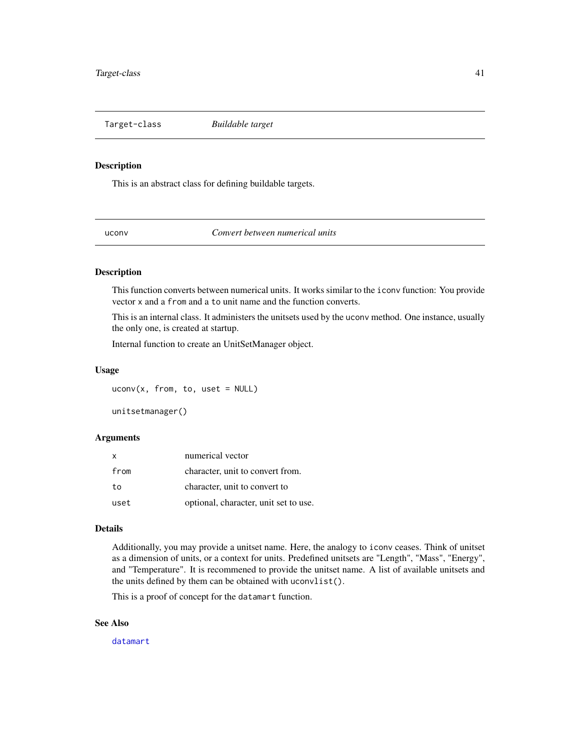## Target-class — *Buildable target*

### Description

This is an abstract class for defining buildable targets.

## uconv — *Convert between numerical units*

### Description

This function converts between numerical units. It works similar to the `iconv` function: You provide vector `x` and a `from` and a `to` unit name and the function converts.

This is an internal class. It administers the unitsets used by the `uconv` method. One instance, usually the only one, is created at startup.

Internal function to create an UnitSetManager object.

### Usage

```
uconv(x, from, to, uset = NULL)

unitsetmanager()
```

### Arguments

| | |
|---|---|
| `x` | numerical vector |
| `from` | character, unit to convert from. |
| `to` | character, unit to convert to |
| `uset` | optional, character, unit set to use. |

### Details

Additionally, you may provide a unitset name. Here, the analogy to `iconv` ceases. Think of unitset as a dimension of units, or a context for units. Predefined unitsets are "Length", "Mass", "Energy", and "Temperature". It is recommened to provide the unitset name. A list of available unitsets and the units defined by them can be obtained with `uconvlist()`.

This is a proof of concept for the `datamart` function.

### See Also

`datamart`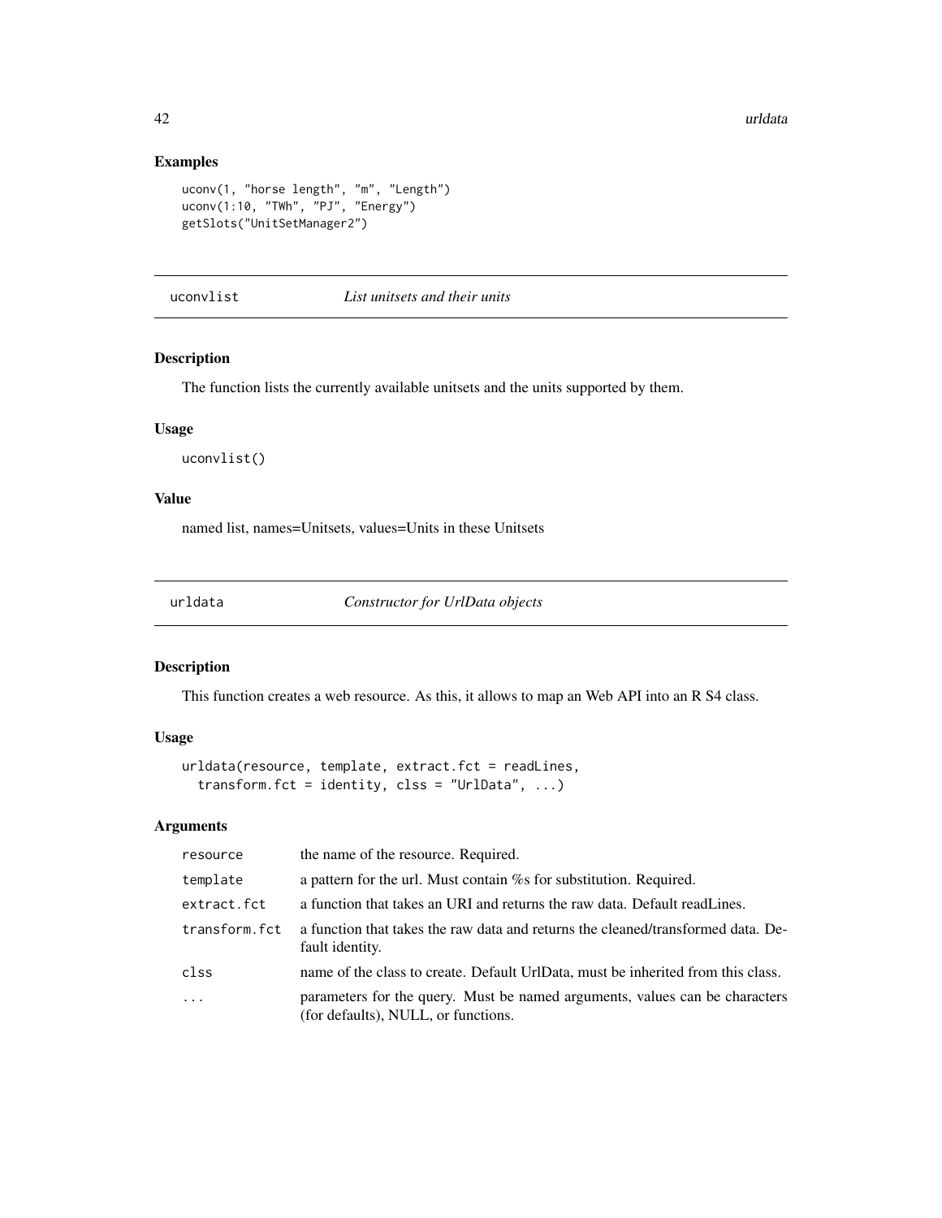### Examples

```
uconv(1, "horse length", "m", "Length")
uconv(1:10, "TWh", "PJ", "Energy")
getSlots("UnitSetManager2")
```

---

## uconvlist — *List unitsets and their units*

### Description

The function lists the currently available unitsets and the units supported by them.

### Usage

```
uconvlist()
```

### Value

named list, names=Unitsets, values=Units in these Unitsets

---

## urldata — *Constructor for UrlData objects*

### Description

This function creates a web resource. As this, it allows to map an Web API into an R S4 class.

### Usage

```
urldata(resource, template, extract.fct = readLines,
  transform.fct = identity, clss = "UrlData", ...)
```

### Arguments

| | |
|---|---|
| `resource` | the name of the resource. Required. |
| `template` | a pattern for the url. Must contain %s for substitution. Required. |
| `extract.fct` | a function that takes an URI and returns the raw data. Default readLines. |
| `transform.fct` | a function that takes the raw data and returns the cleaned/transformed data. Default identity. |
| `clss` | name of the class to create. Default UrlData, must be inherited from this class. |
| `...` | parameters for the query. Must be named arguments, values can be characters (for defaults), NULL, or functions. |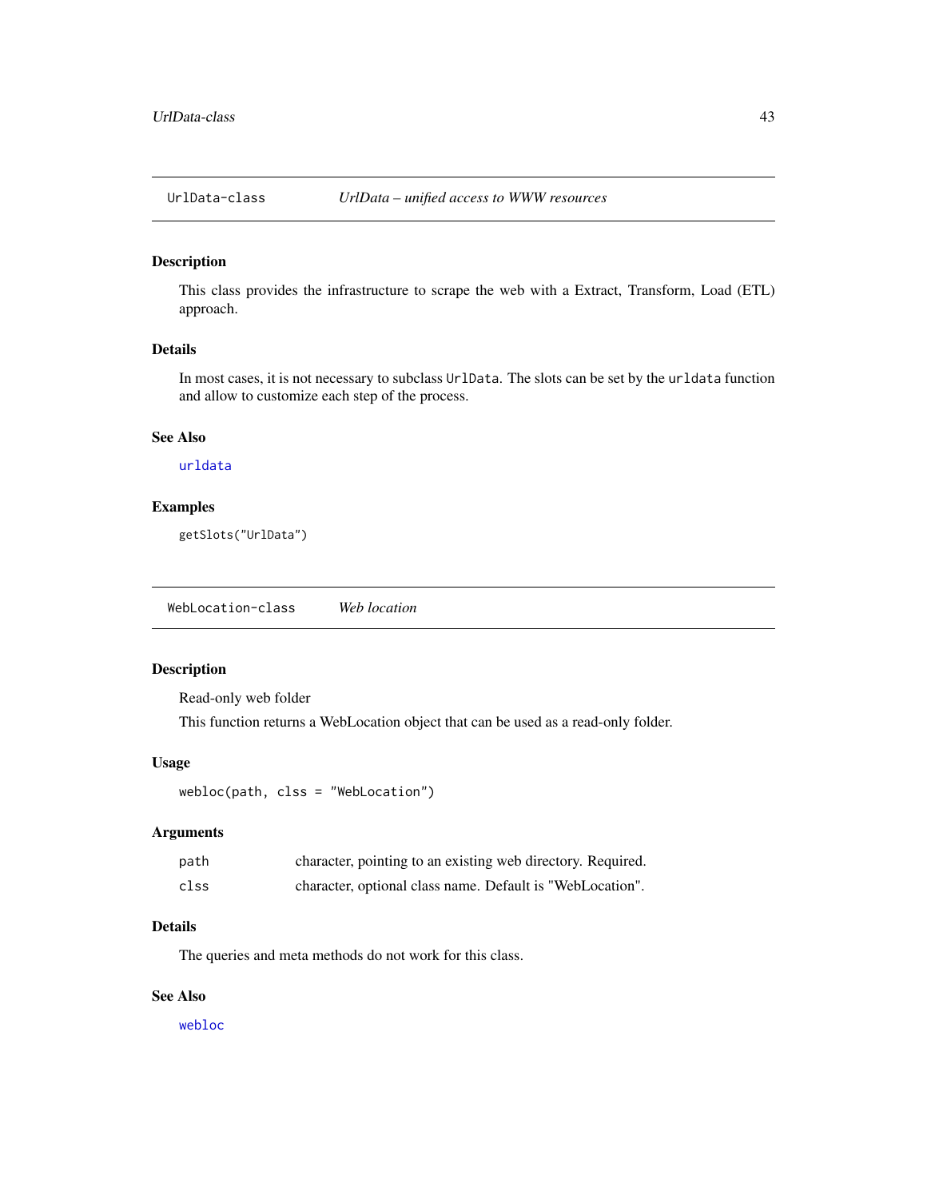## UrlData-class — *UrlData – unified access to WWW resources*

### Description

This class provides the infrastructure to scrape the web with a Extract, Transform, Load (ETL) approach.

### Details

In most cases, it is not necessary to subclass `UrlData`. The slots can be set by the `urldata` function and allow to customize each step of the process.

### See Also

`urldata`

### Examples

```
getSlots("UrlData")
```

## WebLocation-class — *Web location*

### Description

Read-only web folder

This function returns a WebLocation object that can be used as a read-only folder.

### Usage

```
webloc(path, clss = "WebLocation")
```

### Arguments

| | |
|---|---|
| `path` | character, pointing to an existing web directory. Required. |
| `clss` | character, optional class name. Default is "WebLocation". |

### Details

The queries and meta methods do not work for this class.

### See Also

`webloc`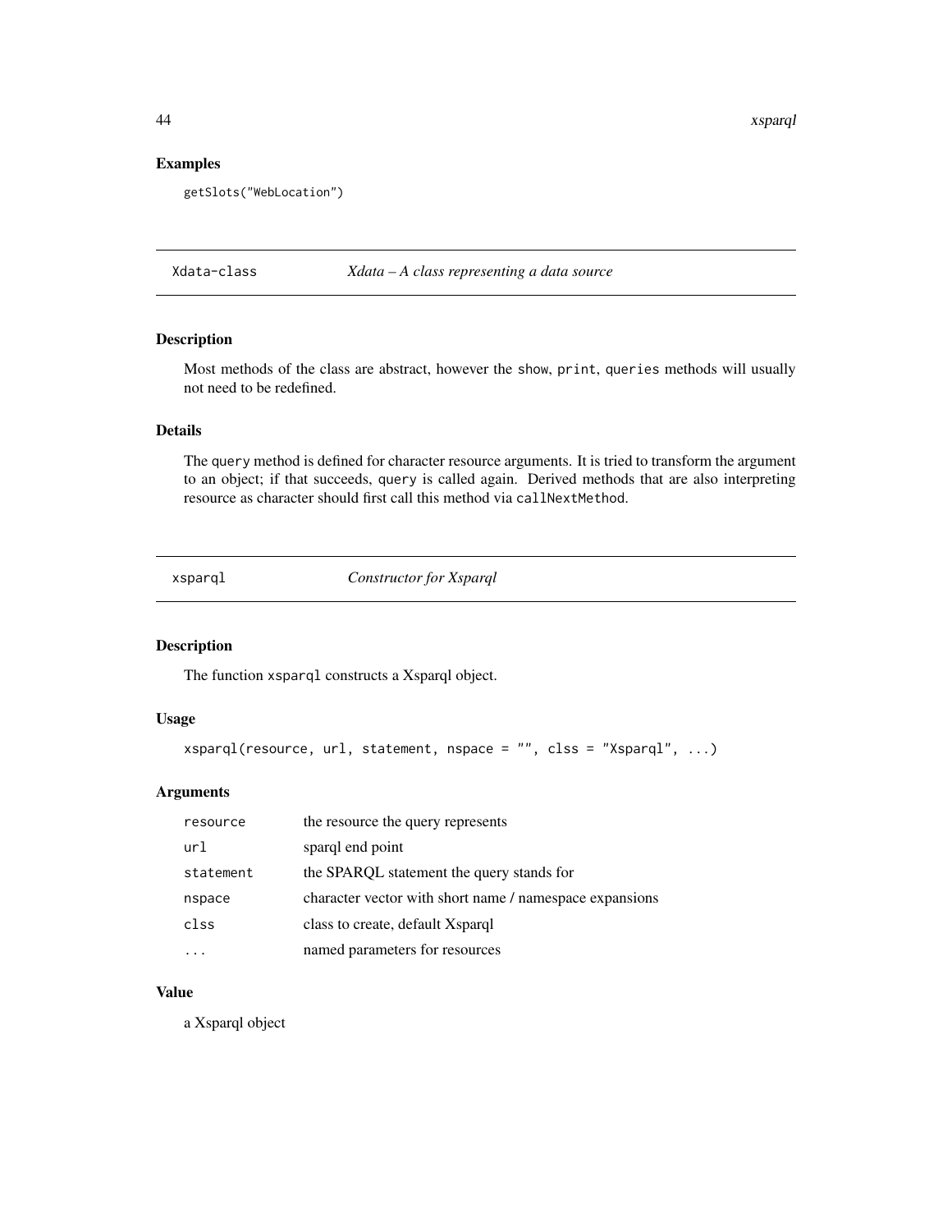### Examples

```
getSlots("WebLocation")
```

---

## Xdata-class — *Xdata – A class representing a data source*

### Description

Most methods of the class are abstract, however the `show`, `print`, `queries` methods will usually not need to be redefined.

### Details

The `query` method is defined for character resource arguments. It is tried to transform the argument to an object; if that succeeds, `query` is called again. Derived methods that are also interpreting resource as character should first call this method via `callNextMethod`.

---

## xsparql — *Constructor for Xsparql*

### Description

The function `xsparql` constructs a Xsparql object.

### Usage

```
xsparql(resource, url, statement, nspace = "", clss = "Xsparql", ...)
```

### Arguments

| | |
|---|---|
| `resource` | the resource the query represents |
| `url` | sparql end point |
| `statement` | the SPARQL statement the query stands for |
| `nspace` | character vector with short name / namespace expansions |
| `clss` | class to create, default Xsparql |
| `...` | named parameters for resources |

### Value

a Xsparql object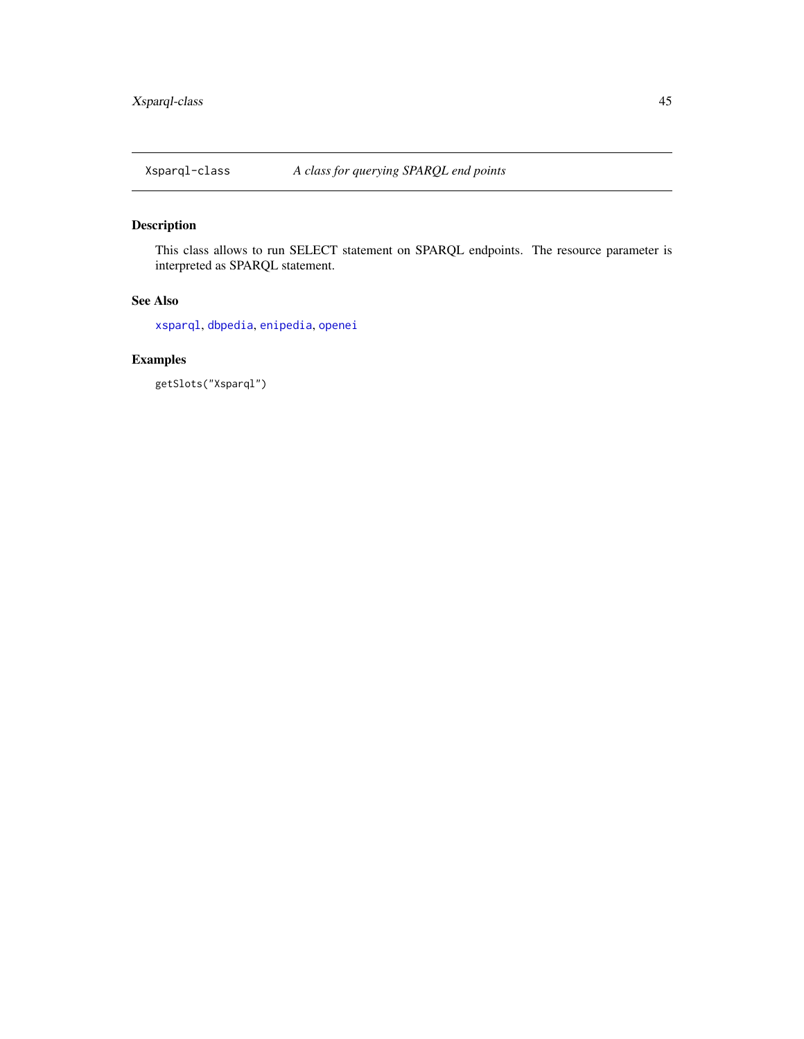# Xsparql-class    *A class for querying SPARQL end points*

## Description

This class allows to run SELECT statement on SPARQL endpoints. The resource parameter is interpreted as SPARQL statement.

## See Also

`xsparql`, `dbpedia`, `enipedia`, `openei`

## Examples

```
getSlots("Xsparql")
```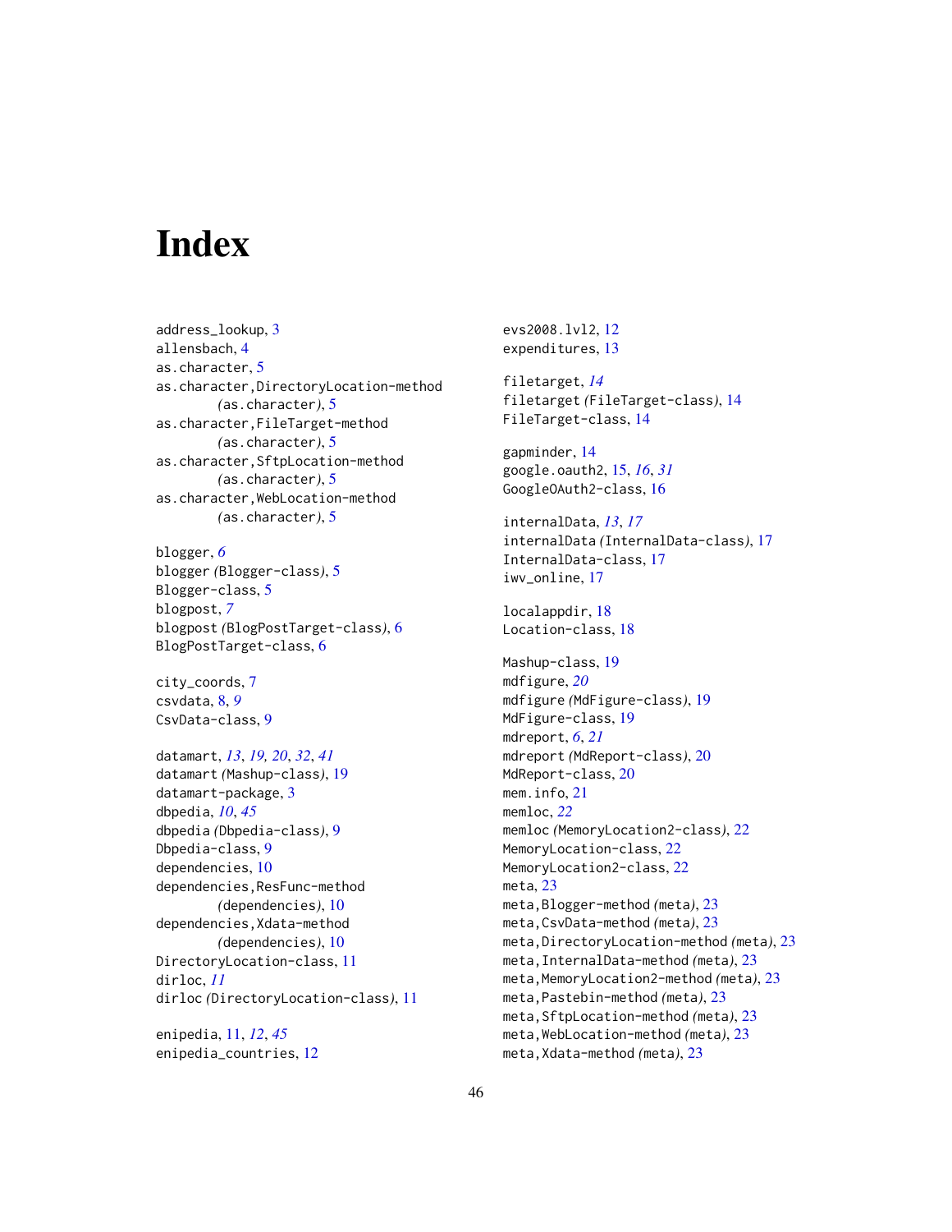# Index

address_lookup, 3
allensbach, 4
as.character, 5
as.character,DirectoryLocation-method (as.character), 5
as.character,FileTarget-method (as.character), 5
as.character,SftpLocation-method (as.character), 5
as.character,WebLocation-method (as.character), 5

blogger, *6*
blogger (Blogger-class), 5
Blogger-class, 5
blogpost, *7*
blogpost (BlogPostTarget-class), 6
BlogPostTarget-class, 6

city_coords, 7
csvdata, 8, *9*
CsvData-class, 9

datamart, *13*, *19, 20*, *32*, *41*
datamart (Mashup-class), 19
datamart-package, 3
dbpedia, *10*, *45*
dbpedia (Dbpedia-class), 9
Dbpedia-class, 9
dependencies, 10
dependencies,ResFunc-method (dependencies), 10
dependencies,Xdata-method (dependencies), 10
DirectoryLocation-class, 11
dirloc, *11*
dirloc (DirectoryLocation-class), 11

enipedia, 11, *12*, *45*
enipedia_countries, 12
evs2008.lvl2, 12
expenditures, 13

filetarget, *14*
filetarget (FileTarget-class), 14
FileTarget-class, 14

gapminder, 14
google.oauth2, 15, *16*, *31*
GoogleOAuth2-class, 16

internalData, *13*, *17*
internalData (InternalData-class), 17
InternalData-class, 17
iwv_online, 17

localappdir, 18
Location-class, 18

Mashup-class, 19
mdfigure, *20*
mdfigure (MdFigure-class), 19
MdFigure-class, 19
mdreport, *6*, *21*
mdreport (MdReport-class), 20
MdReport-class, 20
mem.info, 21
memloc, *22*
memloc (MemoryLocation2-class), 22
MemoryLocation-class, 22
MemoryLocation2-class, 22
meta, 23
meta,Blogger-method (meta), 23
meta,CsvData-method (meta), 23
meta,DirectoryLocation-method (meta), 23
meta,InternalData-method (meta), 23
meta,MemoryLocation2-method (meta), 23
meta,Pastebin-method (meta), 23
meta,SftpLocation-method (meta), 23
meta,WebLocation-method (meta), 23
meta,Xdata-method (meta), 23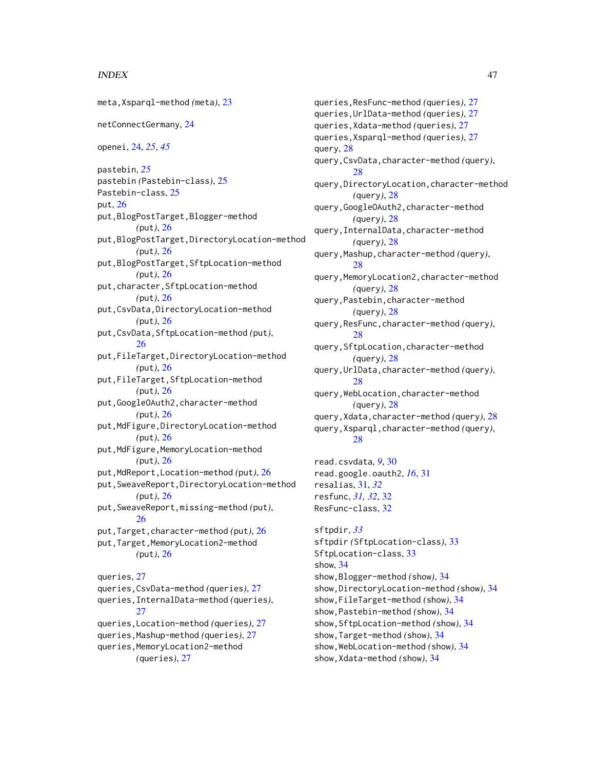meta,Xsparql-method *(meta)*, 23

netConnectGermany, 24

openei, 24, *25*, *45*

pastebin, *25*
pastebin *(Pastebin-class)*, 25
Pastebin-class, 25
put, 26
put,BlogPostTarget,Blogger-method *(put)*, 26
put,BlogPostTarget,DirectoryLocation-method *(put)*, 26
put,BlogPostTarget,SftpLocation-method *(put)*, 26
put,character,SftpLocation-method *(put)*, 26
put,CsvData,DirectoryLocation-method *(put)*, 26
put,CsvData,SftpLocation-method *(put)*, 26
put,FileTarget,DirectoryLocation-method *(put)*, 26
put,FileTarget,SftpLocation-method *(put)*, 26
put,GoogleOAuth2,character-method *(put)*, 26
put,MdFigure,DirectoryLocation-method *(put)*, 26
put,MdFigure,MemoryLocation-method *(put)*, 26
put,MdReport,Location-method *(put)*, 26
put,SweaveReport,DirectoryLocation-method *(put)*, 26
put,SweaveReport,missing-method *(put)*, 26
put,Target,character-method *(put)*, 26
put,Target,MemoryLocation2-method *(put)*, 26

queries, 27
queries,CsvData-method *(queries)*, 27
queries,InternalData-method *(queries)*, 27
queries,Location-method *(queries)*, 27
queries,Mashup-method *(queries)*, 27
queries,MemoryLocation2-method *(queries)*, 27
queries,ResFunc-method *(queries)*, 27
queries,UrlData-method *(queries)*, 27
queries,Xdata-method *(queries)*, 27
queries,Xsparql-method *(queries)*, 27
query, 28
query,CsvData,character-method *(query)*, 28
query,DirectoryLocation,character-method *(query)*, 28
query,GoogleOAuth2,character-method *(query)*, 28
query,InternalData,character-method *(query)*, 28
query,Mashup,character-method *(query)*, 28
query,MemoryLocation2,character-method *(query)*, 28
query,Pastebin,character-method *(query)*, 28
query,ResFunc,character-method *(query)*, 28
query,SftpLocation,character-method *(query)*, 28
query,UrlData,character-method *(query)*, 28
query,WebLocation,character-method *(query)*, 28
query,Xdata,character-method *(query)*, 28
query,Xsparql,character-method *(query)*, 28

read.csvdata, *9*, 30
read.google.oauth2, *16*, 31
resalias, 31, *32*
resfunc, *31*, *32*, 32
ResFunc-class, 32

sftpdir, *33*
sftpdir *(SftpLocation-class)*, 33
SftpLocation-class, 33
show, 34
show,Blogger-method *(show)*, 34
show,DirectoryLocation-method *(show)*, 34
show,FileTarget-method *(show)*, 34
show,Pastebin-method *(show)*, 34
show,SftpLocation-method *(show)*, 34
show,Target-method *(show)*, 34
show,WebLocation-method *(show)*, 34
show,Xdata-method *(show)*, 34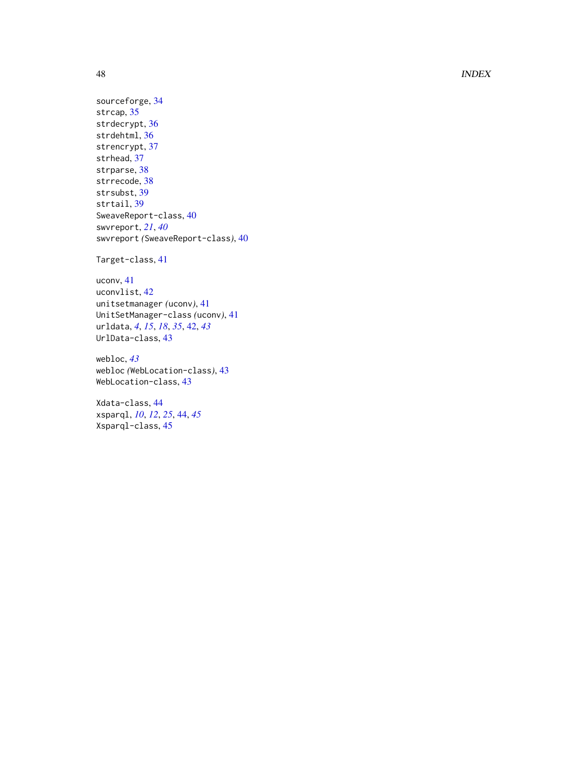sourceforge, 34
strcap, 35
strdecrypt, 36
strdehtml, 36
strencrypt, 37
strhead, 37
strparse, 38
strrecode, 38
strsubst, 39
strtail, 39
SweaveReport-class, 40
swvreport, *21*, *40*
swvreport *(*SweaveReport-class*)*, 40

Target-class, 41

uconv, 41
uconvlist, 42
unitsetmanager *(*uconv*)*, 41
UnitSetManager-class *(*uconv*)*, 41
urldata, *4*, *15*, *18*, *35*, 42, *43*
UrlData-class, 43

webloc, *43*
webloc *(*WebLocation-class*)*, 43
WebLocation-class, 43

Xdata-class, 44
xsparql, *10*, *12*, *25*, 44, *45*
Xsparql-class, 45